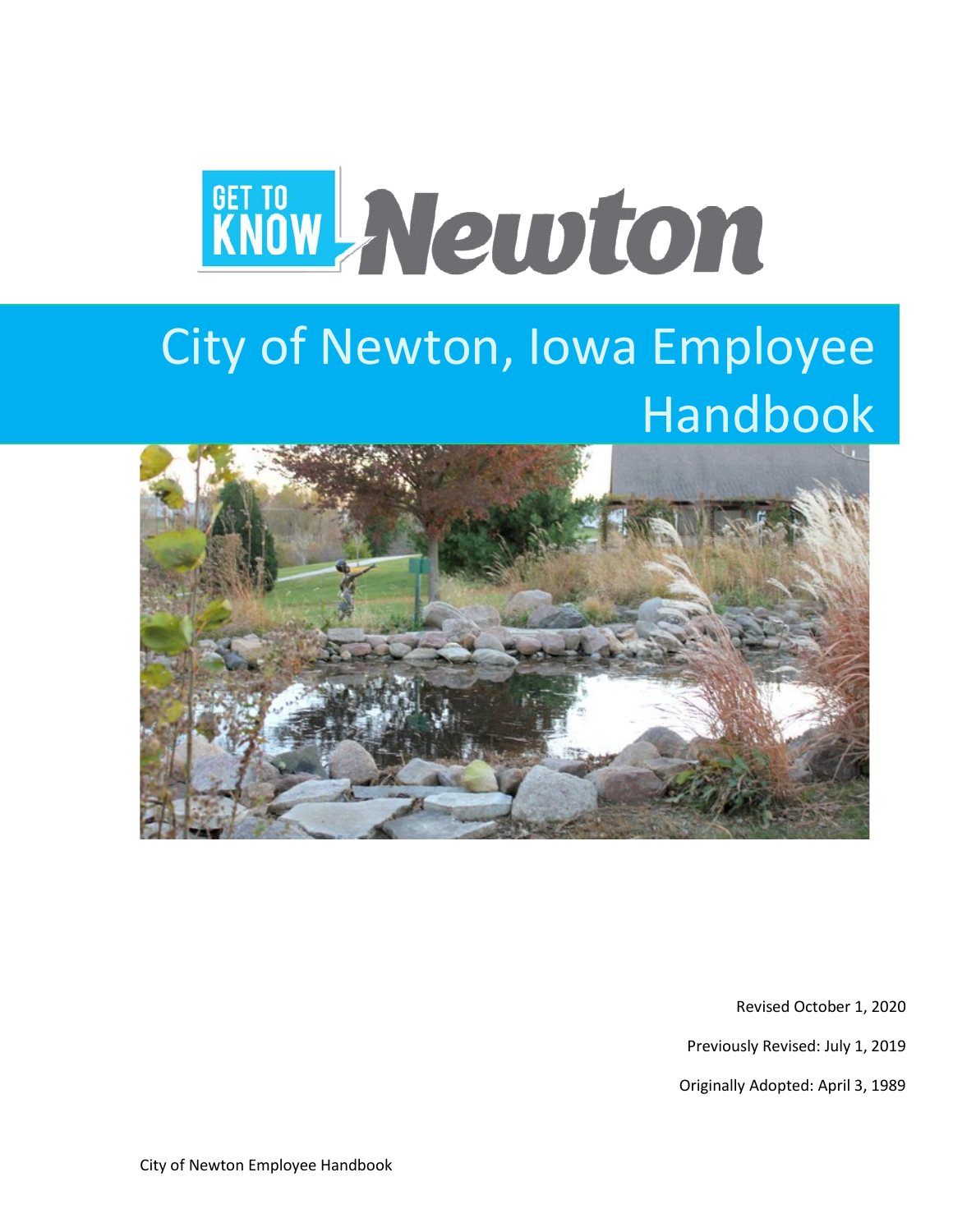GET TO KNOW Newton

# City of Newton, Iowa Employee Handbook

Revised October 1, 2020

Previously Revised: July 1, 2019

Originally Adopted: April 3, 1989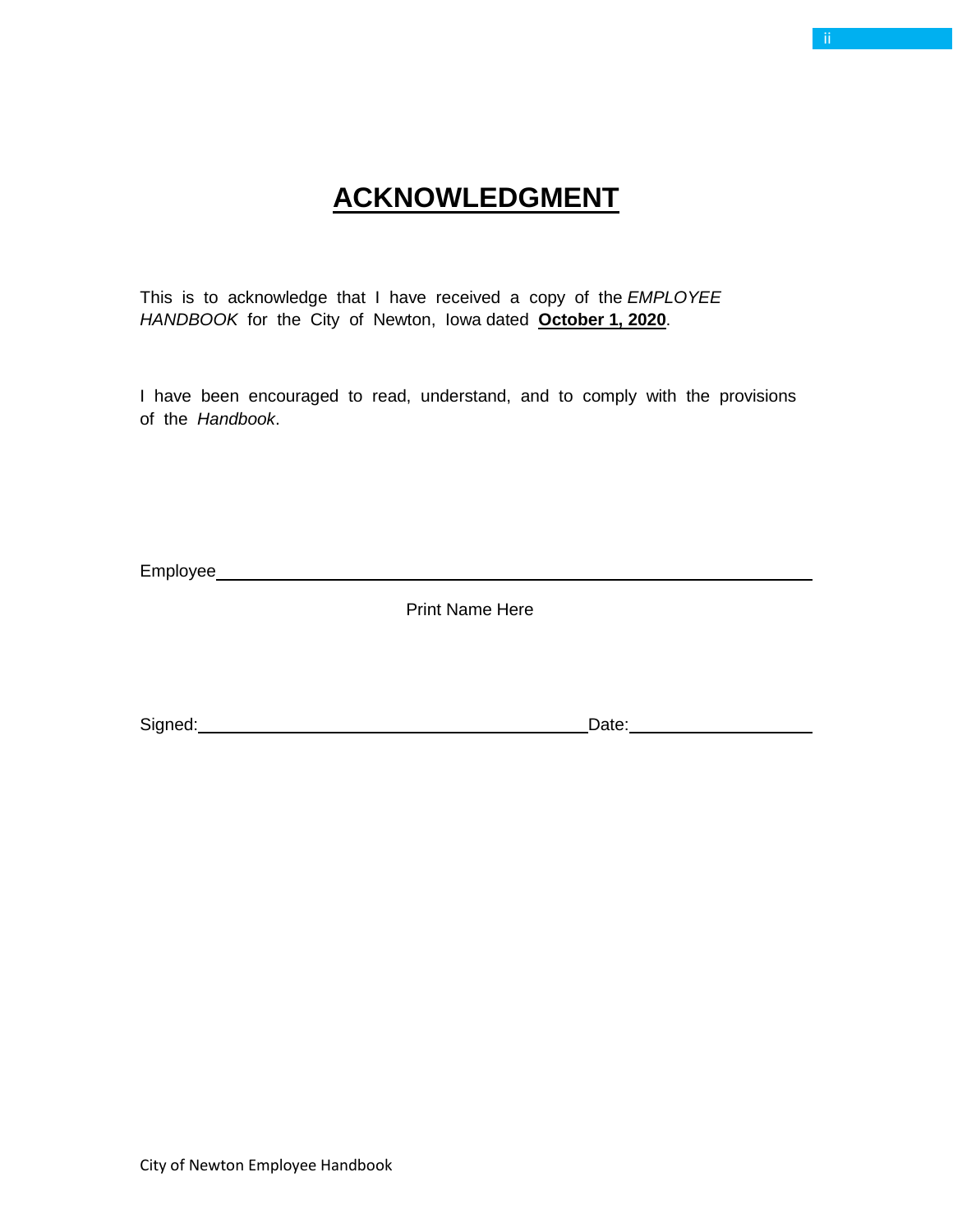# ACKNOWLEDGMENT

This is to acknowledge that I have received a copy of the *EMPLOYEE HANDBOOK* for the City of Newton, Iowa dated **October 1, 2020**.

I have been encouraged to read, understand, and to comply with the provisions of the *Handbook*.

Employee \_\_\_\_\_\_\_\_\_\_\_\_\_\_\_\_\_\_\_\_\_\_\_\_\_\_\_\_\_\_\_\_\_\_\_\_\_\_\_\_\_\_\_\_\_\_\_\_\_\_

Print Name Here

Signed: \_\_\_\_\_\_\_\_\_\_\_\_\_\_\_\_\_\_\_\_\_\_\_\_\_\_\_\_\_\_\_\_\_\_ Date: \_\_\_\_\_\_\_\_\_\_\_\_\_\_\_\_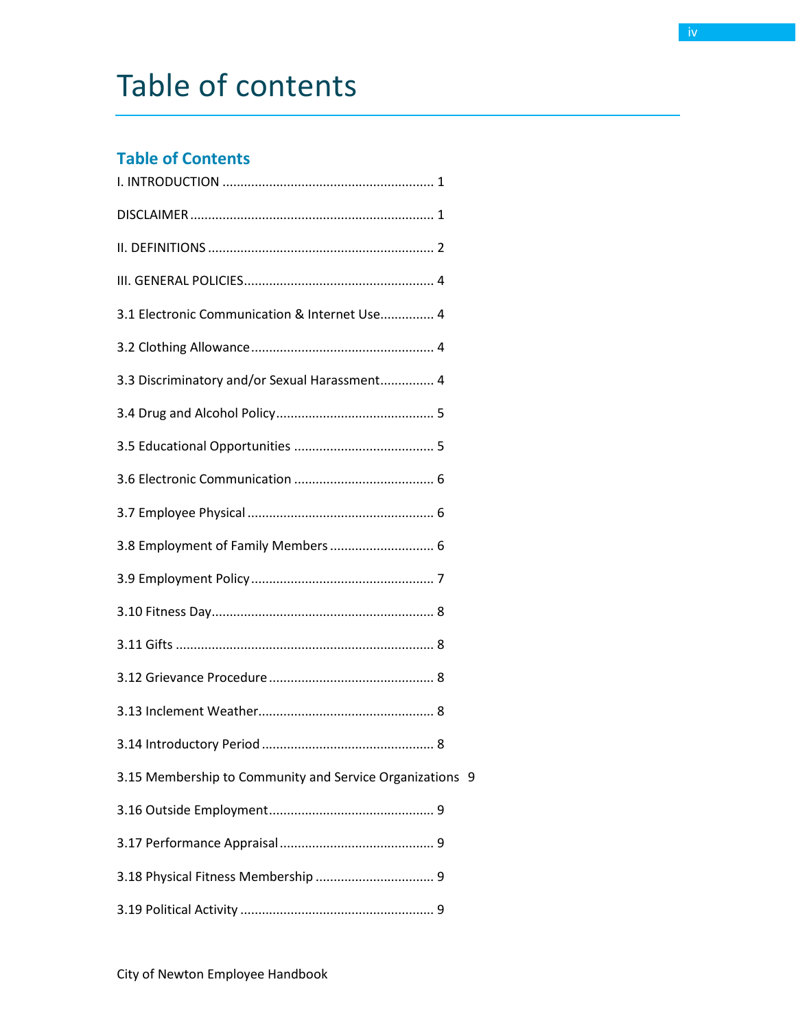# Table of contents

## Table of Contents

I. INTRODUCTION .......................................................... 1

DISCLAIMER .................................................................. 1

II. DEFINITIONS ............................................................. 2

III. GENERAL POLICIES.................................................... 4

3.1 Electronic Communication & Internet Use.............. 4

3.2 Clothing Allowance ................................................. 4

3.3 Discriminatory and/or Sexual Harassment.............. 4

3.4 Drug and Alcohol Policy ........................................... 5

3.5 Educational Opportunities ...................................... 5

3.6 Electronic Communication ...................................... 6

3.7 Employee Physical ................................................... 6

3.8 Employment of Family Members ............................ 6

3.9 Employment Policy .................................................. 7

3.10 Fitness Day............................................................. 8

3.11 Gifts ....................................................................... 8

3.12 Grievance Procedure ............................................. 8

3.13 Inclement Weather................................................ 8

3.14 Introductory Period ............................................... 8

3.15 Membership to Community and Service Organizations 9

3.16 Outside Employment............................................. 9

3.17 Performance Appraisal .......................................... 9

3.18 Physical Fitness Membership ................................ 9

3.19 Political Activity ..................................................... 9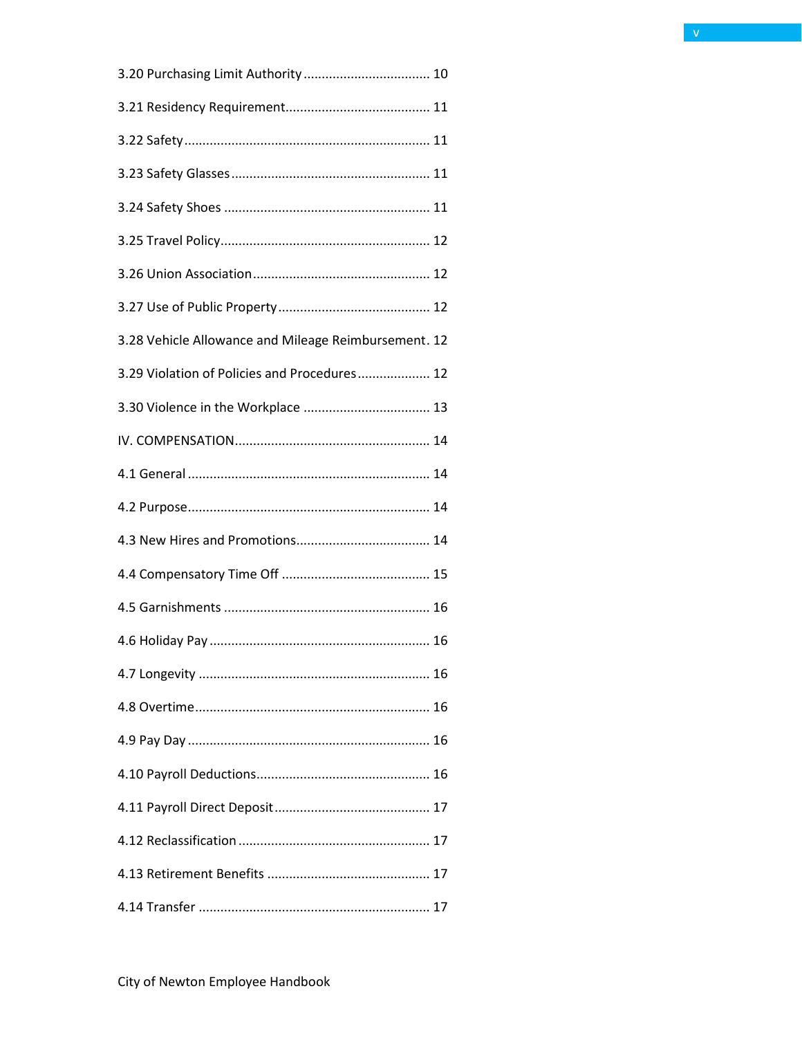3.20 Purchasing Limit Authority .................................. 10

3.21 Residency Requirement....................................... 11

3.22 Safety.................................................................. 11

3.23 Safety Glasses..................................................... 11

3.24 Safety Shoes ....................................................... 11

3.25 Travel Policy........................................................ 12

3.26 Union Association................................................ 12

3.27 Use of Public Property......................................... 12

3.28 Vehicle Allowance and Mileage Reimbursement. 12

3.29 Violation of Policies and Procedures.................... 12

3.30 Violence in the Workplace .................................. 13

IV. COMPENSATION..................................................... 14

4.1 General ................................................................. 14

4.2 Purpose................................................................. 14

4.3 New Hires and Promotions.................................... 14

4.4 Compensatory Time Off ........................................ 15

4.5 Garnishments ....................................................... 16

4.6 Holiday Pay ........................................................... 16

4.7 Longevity .............................................................. 16

4.8 Overtime............................................................... 16

4.9 Pay Day ................................................................. 16

4.10 Payroll Deductions.............................................. 16

4.11 Payroll Direct Deposit.......................................... 17

4.12 Reclassification .................................................... 17

4.13 Retirement Benefits ............................................ 17

4.14 Transfer ............................................................... 17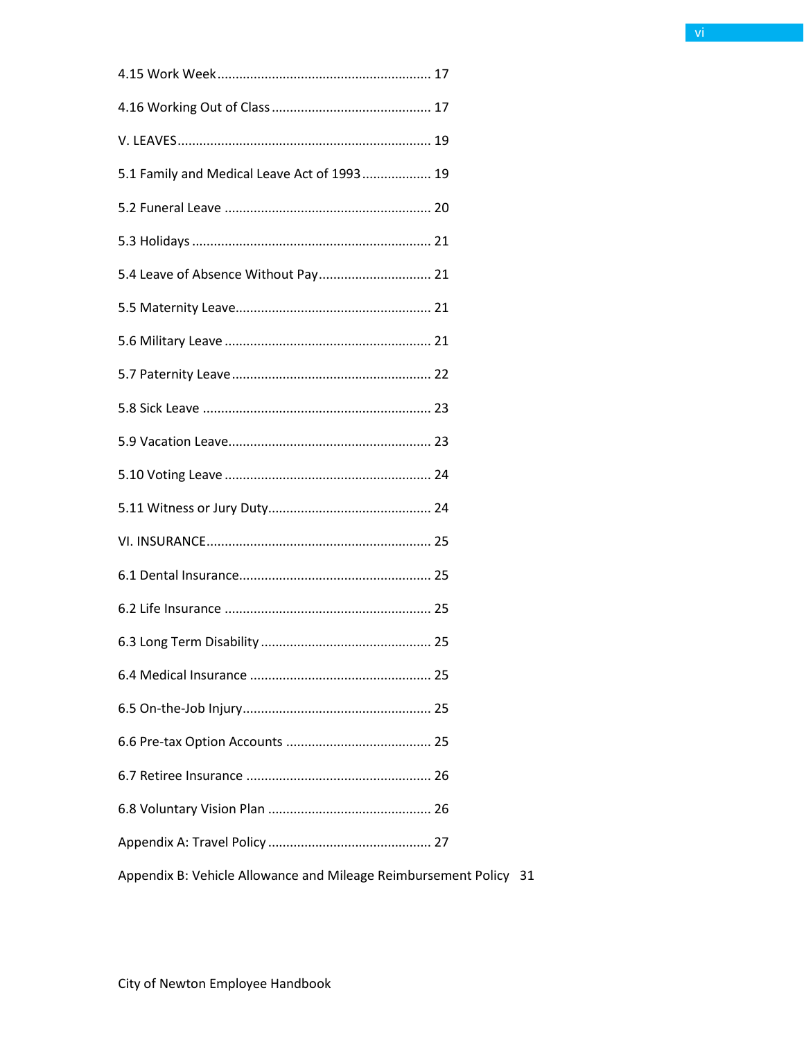4.15 Work Week .......................................................... 17

4.16 Working Out of Class ........................................... 17

V. LEAVES ..................................................................... 19

5.1 Family and Medical Leave Act of 1993 .................. 19

5.2 Funeral Leave ........................................................ 20

5.3 Holidays ................................................................. 21

5.4 Leave of Absence Without Pay ............................... 21

5.5 Maternity Leave ..................................................... 21

5.6 Military Leave ........................................................ 21

5.7 Paternity Leave ...................................................... 22

5.8 Sick Leave .............................................................. 23

5.9 Vacation Leave ....................................................... 23

5.10 Voting Leave ........................................................ 24

5.11 Witness or Jury Duty ............................................ 24

VI. INSURANCE ............................................................. 25

6.1 Dental Insurance .................................................... 25

6.2 Life Insurance ........................................................ 25

6.3 Long Term Disability .............................................. 25

6.4 Medical Insurance ................................................. 25

6.5 On-the-Job Injury ................................................... 25

6.6 Pre-tax Option Accounts ....................................... 25

6.7 Retiree Insurance .................................................. 26

6.8 Voluntary Vision Plan ............................................ 26

Appendix A: Travel Policy ............................................ 27

Appendix B: Vehicle Allowance and Mileage Reimbursement Policy 31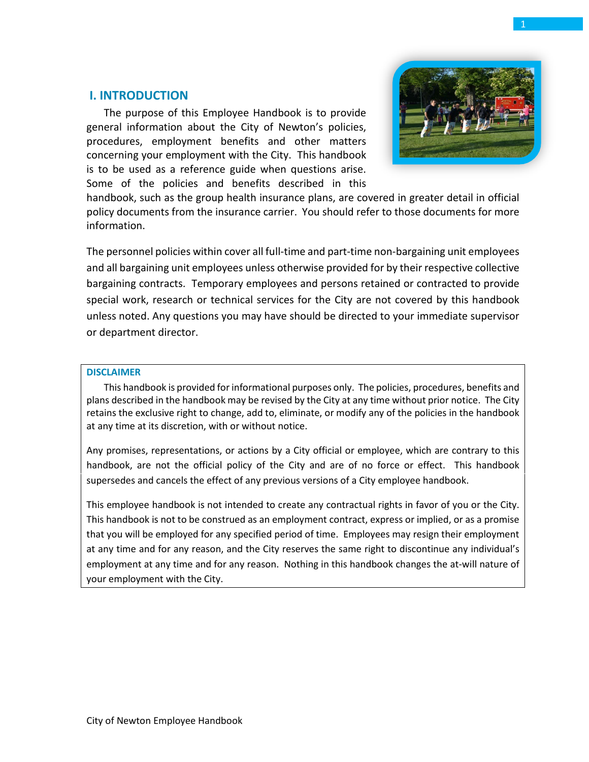# I. INTRODUCTION

The purpose of this Employee Handbook is to provide general information about the City of Newton's policies, procedures, employment benefits and other matters concerning your employment with the City. This handbook is to be used as a reference guide when questions arise. Some of the policies and benefits described in this handbook, such as the group health insurance plans, are covered in greater detail in official policy documents from the insurance carrier. You should refer to those documents for more information.

The personnel policies within cover all full-time and part-time non-bargaining unit employees and all bargaining unit employees unless otherwise provided for by their respective collective bargaining contracts. Temporary employees and persons retained or contracted to provide special work, research or technical services for the City are not covered by this handbook unless noted. Any questions you may have should be directed to your immediate supervisor or department director.

## DISCLAIMER

This handbook is provided for informational purposes only. The policies, procedures, benefits and plans described in the handbook may be revised by the City at any time without prior notice. The City retains the exclusive right to change, add to, eliminate, or modify any of the policies in the handbook at any time at its discretion, with or without notice.

Any promises, representations, or actions by a City official or employee, which are contrary to this handbook, are not the official policy of the City and are of no force or effect. This handbook supersedes and cancels the effect of any previous versions of a City employee handbook.

This employee handbook is not intended to create any contractual rights in favor of you or the City. This handbook is not to be construed as an employment contract, express or implied, or as a promise that you will be employed for any specified period of time. Employees may resign their employment at any time and for any reason, and the City reserves the same right to discontinue any individual's employment at any time and for any reason. Nothing in this handbook changes the at-will nature of your employment with the City.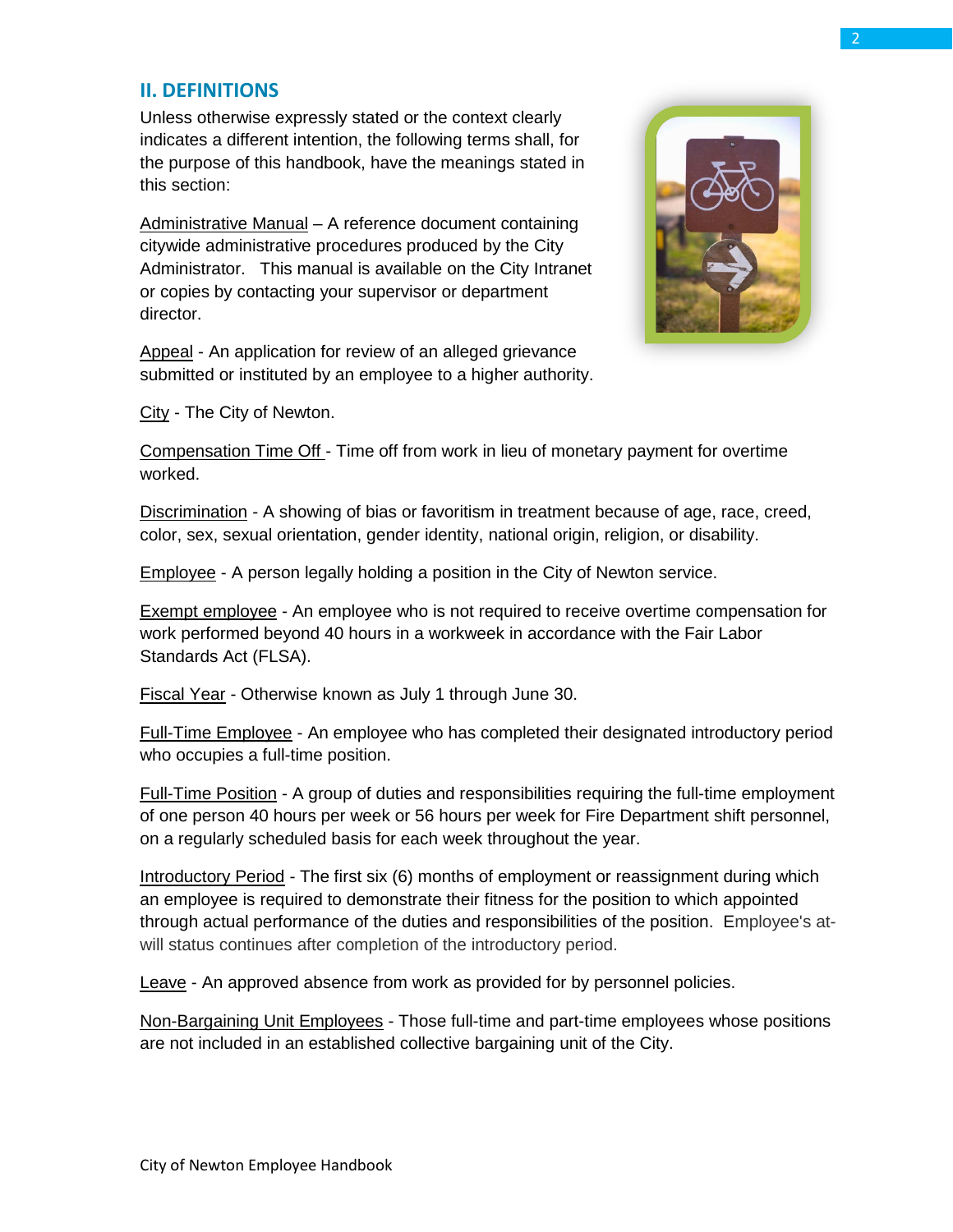## II. DEFINITIONS

Unless otherwise expressly stated or the context clearly indicates a different intention, the following terms shall, for the purpose of this handbook, have the meanings stated in this section:

Administrative Manual – A reference document containing citywide administrative procedures produced by the City Administrator. This manual is available on the City Intranet or copies by contacting your supervisor or department director.

Appeal - An application for review of an alleged grievance submitted or instituted by an employee to a higher authority.

City - The City of Newton.

Compensation Time Off - Time off from work in lieu of monetary payment for overtime worked.

Discrimination - A showing of bias or favoritism in treatment because of age, race, creed, color, sex, sexual orientation, gender identity, national origin, religion, or disability.

Employee - A person legally holding a position in the City of Newton service.

Exempt employee - An employee who is not required to receive overtime compensation for work performed beyond 40 hours in a workweek in accordance with the Fair Labor Standards Act (FLSA).

Fiscal Year - Otherwise known as July 1 through June 30.

Full-Time Employee - An employee who has completed their designated introductory period who occupies a full-time position.

Full-Time Position - A group of duties and responsibilities requiring the full-time employment of one person 40 hours per week or 56 hours per week for Fire Department shift personnel, on a regularly scheduled basis for each week throughout the year.

Introductory Period - The first six (6) months of employment or reassignment during which an employee is required to demonstrate their fitness for the position to which appointed through actual performance of the duties and responsibilities of the position. Employee's at-will status continues after completion of the introductory period.

Leave - An approved absence from work as provided for by personnel policies.

Non-Bargaining Unit Employees - Those full-time and part-time employees whose positions are not included in an established collective bargaining unit of the City.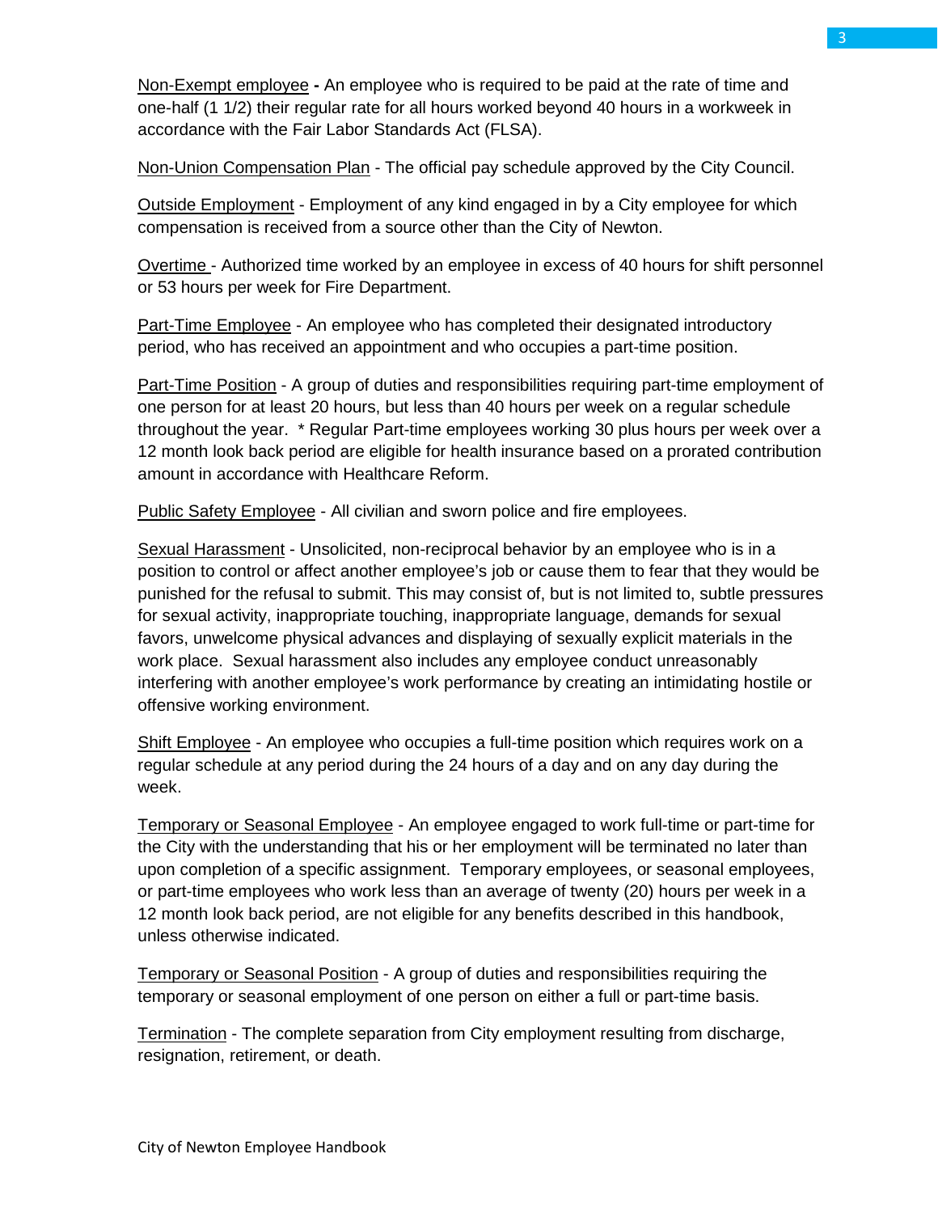Non-Exempt employee - An employee who is required to be paid at the rate of time and one-half (1 1/2) their regular rate for all hours worked beyond 40 hours in a workweek in accordance with the Fair Labor Standards Act (FLSA).

Non-Union Compensation Plan - The official pay schedule approved by the City Council.

Outside Employment - Employment of any kind engaged in by a City employee for which compensation is received from a source other than the City of Newton.

Overtime - Authorized time worked by an employee in excess of 40 hours for shift personnel or 53 hours per week for Fire Department.

Part-Time Employee - An employee who has completed their designated introductory period, who has received an appointment and who occupies a part-time position.

Part-Time Position - A group of duties and responsibilities requiring part-time employment of one person for at least 20 hours, but less than 40 hours per week on a regular schedule throughout the year. * Regular Part-time employees working 30 plus hours per week over a 12 month look back period are eligible for health insurance based on a prorated contribution amount in accordance with Healthcare Reform.

Public Safety Employee - All civilian and sworn police and fire employees.

Sexual Harassment - Unsolicited, non-reciprocal behavior by an employee who is in a position to control or affect another employee's job or cause them to fear that they would be punished for the refusal to submit. This may consist of, but is not limited to, subtle pressures for sexual activity, inappropriate touching, inappropriate language, demands for sexual favors, unwelcome physical advances and displaying of sexually explicit materials in the work place. Sexual harassment also includes any employee conduct unreasonably interfering with another employee's work performance by creating an intimidating hostile or offensive working environment.

Shift Employee - An employee who occupies a full-time position which requires work on a regular schedule at any period during the 24 hours of a day and on any day during the week.

Temporary or Seasonal Employee - An employee engaged to work full-time or part-time for the City with the understanding that his or her employment will be terminated no later than upon completion of a specific assignment. Temporary employees, or seasonal employees, or part-time employees who work less than an average of twenty (20) hours per week in a 12 month look back period, are not eligible for any benefits described in this handbook, unless otherwise indicated.

Temporary or Seasonal Position - A group of duties and responsibilities requiring the temporary or seasonal employment of one person on either a full or part-time basis.

Termination - The complete separation from City employment resulting from discharge, resignation, retirement, or death.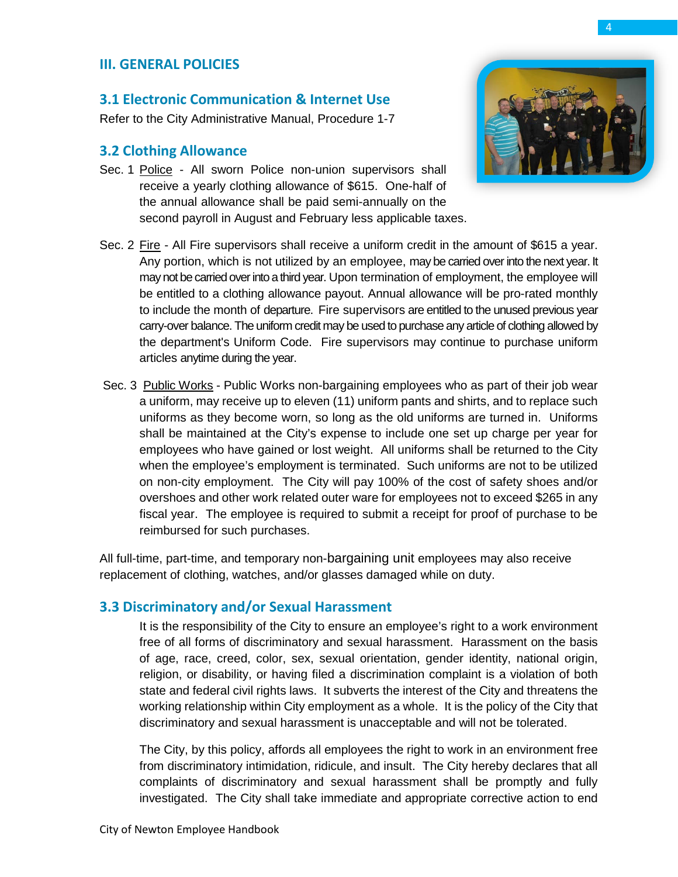## III. GENERAL POLICIES

### 3.1 Electronic Communication & Internet Use

Refer to the City Administrative Manual, Procedure 1-7

### 3.2 Clothing Allowance

Sec. 1 Police - All sworn Police non-union supervisors shall receive a yearly clothing allowance of $615. One-half of the annual allowance shall be paid semi-annually on the second payroll in August and February less applicable taxes.

Sec. 2 Fire - All Fire supervisors shall receive a uniform credit in the amount of $615 a year. Any portion, which is not utilized by an employee, may be carried over into the next year. It may not be carried over into a third year. Upon termination of employment, the employee will be entitled to a clothing allowance payout. Annual allowance will be pro-rated monthly to include the month of departure. Fire supervisors are entitled to the unused previous year carry-over balance. The uniform credit may be used to purchase any article of clothing allowed by the department's Uniform Code. Fire supervisors may continue to purchase uniform articles anytime during the year.

Sec. 3 Public Works - Public Works non-bargaining employees who as part of their job wear a uniform, may receive up to eleven (11) uniform pants and shirts, and to replace such uniforms as they become worn, so long as the old uniforms are turned in. Uniforms shall be maintained at the City's expense to include one set up charge per year for employees who have gained or lost weight. All uniforms shall be returned to the City when the employee's employment is terminated. Such uniforms are not to be utilized on non-city employment. The City will pay 100% of the cost of safety shoes and/or overshoes and other work related outer ware for employees not to exceed $265 in any fiscal year. The employee is required to submit a receipt for proof of purchase to be reimbursed for such purchases.

All full-time, part-time, and temporary non-bargaining unit employees may also receive replacement of clothing, watches, and/or glasses damaged while on duty.

### 3.3 Discriminatory and/or Sexual Harassment

It is the responsibility of the City to ensure an employee's right to a work environment free of all forms of discriminatory and sexual harassment. Harassment on the basis of age, race, creed, color, sex, sexual orientation, gender identity, national origin, religion, or disability, or having filed a discrimination complaint is a violation of both state and federal civil rights laws. It subverts the interest of the City and threatens the working relationship within City employment as a whole. It is the policy of the City that discriminatory and sexual harassment is unacceptable and will not be tolerated.

The City, by this policy, affords all employees the right to work in an environment free from discriminatory intimidation, ridicule, and insult. The City hereby declares that all complaints of discriminatory and sexual harassment shall be promptly and fully investigated. The City shall take immediate and appropriate corrective action to end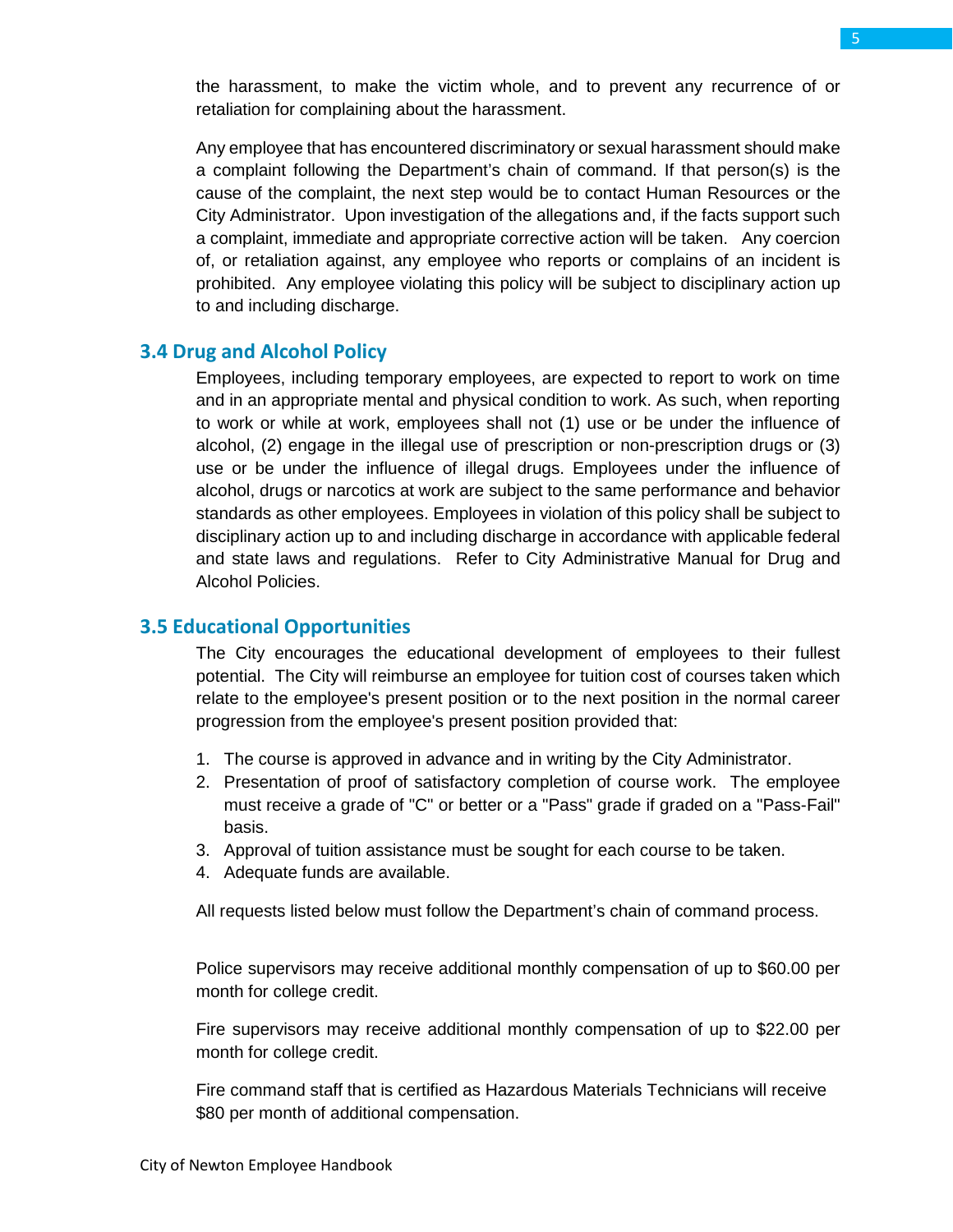the harassment, to make the victim whole, and to prevent any recurrence of or retaliation for complaining about the harassment.

Any employee that has encountered discriminatory or sexual harassment should make a complaint following the Department's chain of command. If that person(s) is the cause of the complaint, the next step would be to contact Human Resources or the City Administrator. Upon investigation of the allegations and, if the facts support such a complaint, immediate and appropriate corrective action will be taken. Any coercion of, or retaliation against, any employee who reports or complains of an incident is prohibited. Any employee violating this policy will be subject to disciplinary action up to and including discharge.

## 3.4 Drug and Alcohol Policy

Employees, including temporary employees, are expected to report to work on time and in an appropriate mental and physical condition to work. As such, when reporting to work or while at work, employees shall not (1) use or be under the influence of alcohol, (2) engage in the illegal use of prescription or non-prescription drugs or (3) use or be under the influence of illegal drugs. Employees under the influence of alcohol, drugs or narcotics at work are subject to the same performance and behavior standards as other employees. Employees in violation of this policy shall be subject to disciplinary action up to and including discharge in accordance with applicable federal and state laws and regulations. Refer to City Administrative Manual for Drug and Alcohol Policies.

## 3.5 Educational Opportunities

The City encourages the educational development of employees to their fullest potential. The City will reimburse an employee for tuition cost of courses taken which relate to the employee's present position or to the next position in the normal career progression from the employee's present position provided that:

1. The course is approved in advance and in writing by the City Administrator.
2. Presentation of proof of satisfactory completion of course work. The employee must receive a grade of "C" or better or a "Pass" grade if graded on a "Pass-Fail" basis.
3. Approval of tuition assistance must be sought for each course to be taken.
4. Adequate funds are available.

All requests listed below must follow the Department's chain of command process.

Police supervisors may receive additional monthly compensation of up to $60.00 per month for college credit.

Fire supervisors may receive additional monthly compensation of up to $22.00 per month for college credit.

Fire command staff that is certified as Hazardous Materials Technicians will receive $80 per month of additional compensation.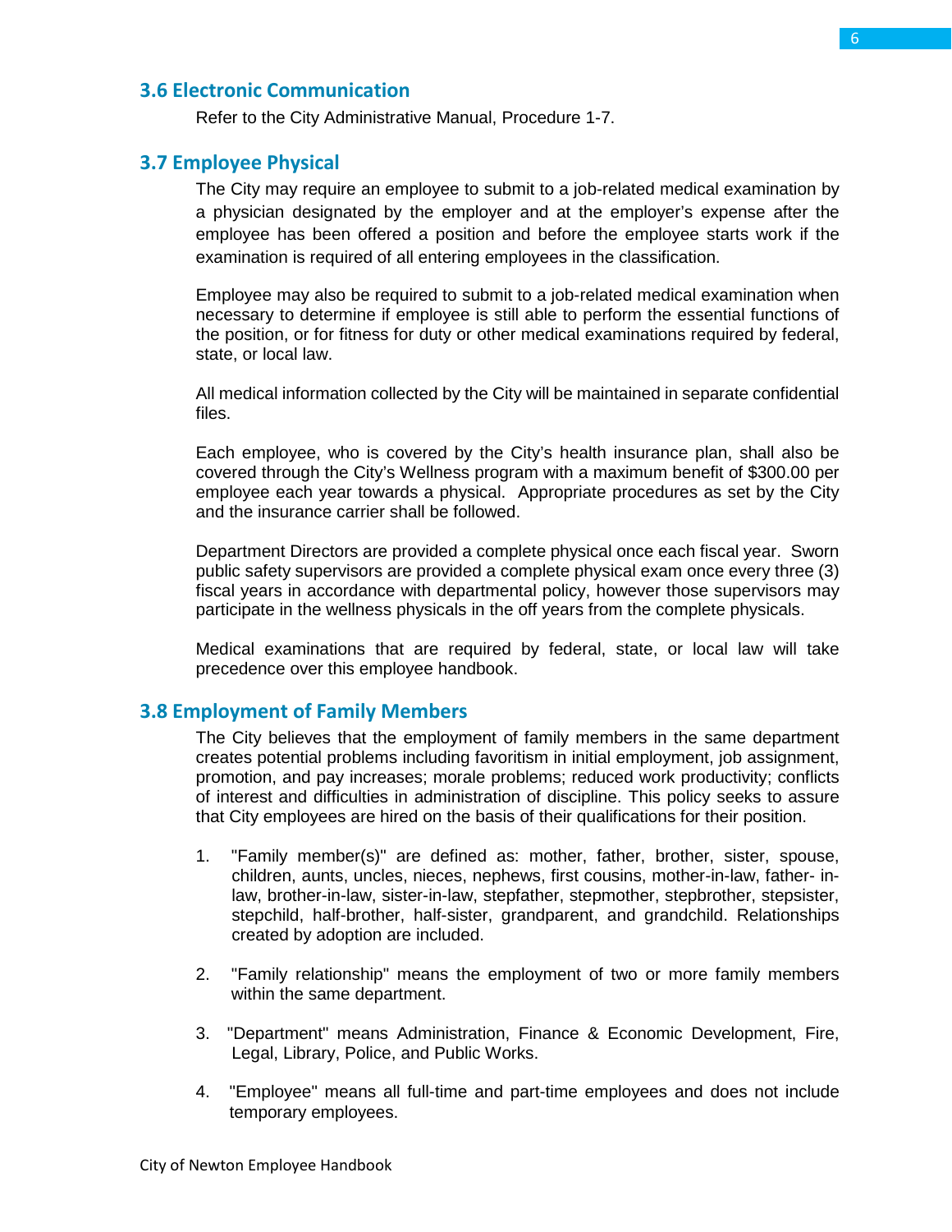## 3.6 Electronic Communication

Refer to the City Administrative Manual, Procedure 1-7.

## 3.7 Employee Physical

The City may require an employee to submit to a job-related medical examination by a physician designated by the employer and at the employer's expense after the employee has been offered a position and before the employee starts work if the examination is required of all entering employees in the classification.

Employee may also be required to submit to a job-related medical examination when necessary to determine if employee is still able to perform the essential functions of the position, or for fitness for duty or other medical examinations required by federal, state, or local law.

All medical information collected by the City will be maintained in separate confidential files.

Each employee, who is covered by the City's health insurance plan, shall also be covered through the City's Wellness program with a maximum benefit of $300.00 per employee each year towards a physical. Appropriate procedures as set by the City and the insurance carrier shall be followed.

Department Directors are provided a complete physical once each fiscal year. Sworn public safety supervisors are provided a complete physical exam once every three (3) fiscal years in accordance with departmental policy, however those supervisors may participate in the wellness physicals in the off years from the complete physicals.

Medical examinations that are required by federal, state, or local law will take precedence over this employee handbook.

## 3.8 Employment of Family Members

The City believes that the employment of family members in the same department creates potential problems including favoritism in initial employment, job assignment, promotion, and pay increases; morale problems; reduced work productivity; conflicts of interest and difficulties in administration of discipline. This policy seeks to assure that City employees are hired on the basis of their qualifications for their position.

1. "Family member(s)" are defined as: mother, father, brother, sister, spouse, children, aunts, uncles, nieces, nephews, first cousins, mother-in-law, father-in-law, brother-in-law, sister-in-law, stepfather, stepmother, stepbrother, stepsister, stepchild, half-brother, half-sister, grandparent, and grandchild. Relationships created by adoption are included.

2. "Family relationship" means the employment of two or more family members within the same department.

3. "Department" means Administration, Finance & Economic Development, Fire, Legal, Library, Police, and Public Works.

4. "Employee" means all full-time and part-time employees and does not include temporary employees.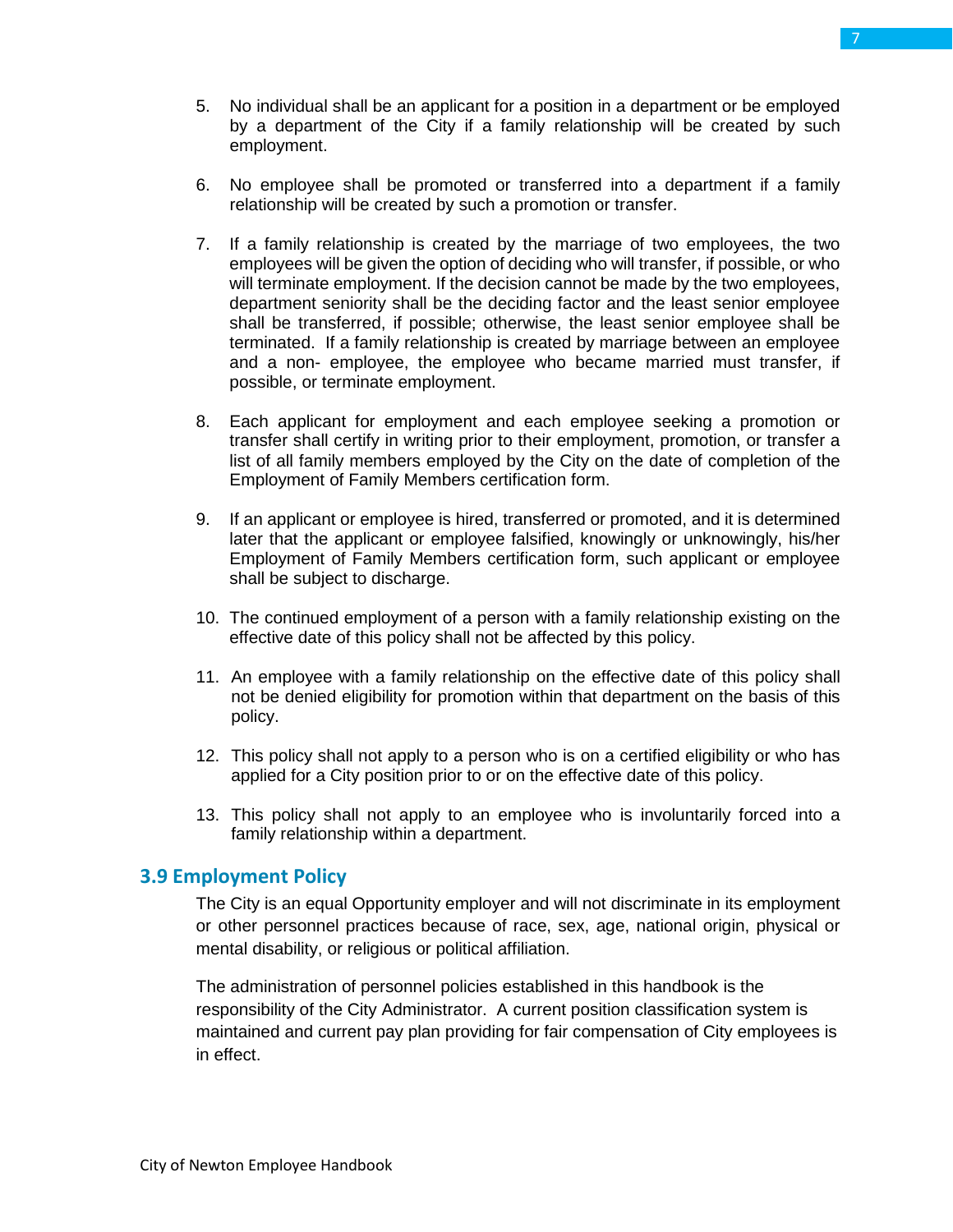5. No individual shall be an applicant for a position in a department or be employed by a department of the City if a family relationship will be created by such employment.

6. No employee shall be promoted or transferred into a department if a family relationship will be created by such a promotion or transfer.

7. If a family relationship is created by the marriage of two employees, the two employees will be given the option of deciding who will transfer, if possible, or who will terminate employment. If the decision cannot be made by the two employees, department seniority shall be the deciding factor and the least senior employee shall be transferred, if possible; otherwise, the least senior employee shall be terminated. If a family relationship is created by marriage between an employee and a non- employee, the employee who became married must transfer, if possible, or terminate employment.

8. Each applicant for employment and each employee seeking a promotion or transfer shall certify in writing prior to their employment, promotion, or transfer a list of all family members employed by the City on the date of completion of the Employment of Family Members certification form.

9. If an applicant or employee is hired, transferred or promoted, and it is determined later that the applicant or employee falsified, knowingly or unknowingly, his/her Employment of Family Members certification form, such applicant or employee shall be subject to discharge.

10. The continued employment of a person with a family relationship existing on the effective date of this policy shall not be affected by this policy.

11. An employee with a family relationship on the effective date of this policy shall not be denied eligibility for promotion within that department on the basis of this policy.

12. This policy shall not apply to a person who is on a certified eligibility or who has applied for a City position prior to or on the effective date of this policy.

13. This policy shall not apply to an employee who is involuntarily forced into a family relationship within a department.

## 3.9 Employment Policy

The City is an equal Opportunity employer and will not discriminate in its employment or other personnel practices because of race, sex, age, national origin, physical or mental disability, or religious or political affiliation.

The administration of personnel policies established in this handbook is the responsibility of the City Administrator. A current position classification system is maintained and current pay plan providing for fair compensation of City employees is in effect.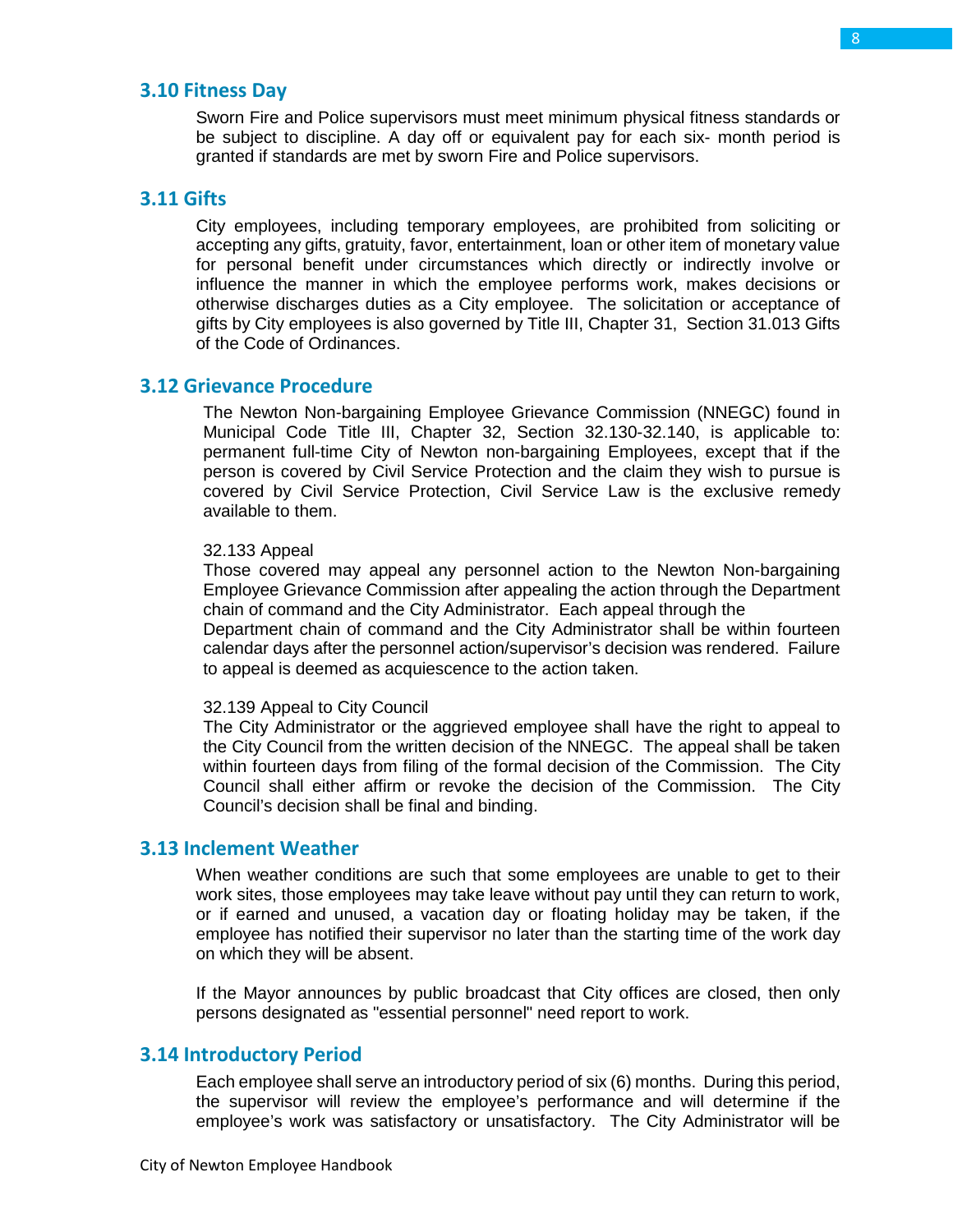## 3.10 Fitness Day

Sworn Fire and Police supervisors must meet minimum physical fitness standards or be subject to discipline. A day off or equivalent pay for each six- month period is granted if standards are met by sworn Fire and Police supervisors.

## 3.11 Gifts

City employees, including temporary employees, are prohibited from soliciting or accepting any gifts, gratuity, favor, entertainment, loan or other item of monetary value for personal benefit under circumstances which directly or indirectly involve or influence the manner in which the employee performs work, makes decisions or otherwise discharges duties as a City employee. The solicitation or acceptance of gifts by City employees is also governed by Title III, Chapter 31, Section 31.013 Gifts of the Code of Ordinances.

## 3.12 Grievance Procedure

The Newton Non-bargaining Employee Grievance Commission (NNEGC) found in Municipal Code Title III, Chapter 32, Section 32.130-32.140, is applicable to: permanent full-time City of Newton non-bargaining Employees, except that if the person is covered by Civil Service Protection and the claim they wish to pursue is covered by Civil Service Protection, Civil Service Law is the exclusive remedy available to them.

32.133 Appeal
Those covered may appeal any personnel action to the Newton Non-bargaining Employee Grievance Commission after appealing the action through the Department chain of command and the City Administrator. Each appeal through the Department chain of command and the City Administrator shall be within fourteen calendar days after the personnel action/supervisor's decision was rendered. Failure to appeal is deemed as acquiescence to the action taken.

32.139 Appeal to City Council
The City Administrator or the aggrieved employee shall have the right to appeal to the City Council from the written decision of the NNEGC. The appeal shall be taken within fourteen days from filing of the formal decision of the Commission. The City Council shall either affirm or revoke the decision of the Commission. The City Council's decision shall be final and binding.

## 3.13 Inclement Weather

When weather conditions are such that some employees are unable to get to their work sites, those employees may take leave without pay until they can return to work, or if earned and unused, a vacation day or floating holiday may be taken, if the employee has notified their supervisor no later than the starting time of the work day on which they will be absent.

If the Mayor announces by public broadcast that City offices are closed, then only persons designated as "essential personnel" need report to work.

## 3.14 Introductory Period

Each employee shall serve an introductory period of six (6) months. During this period, the supervisor will review the employee's performance and will determine if the employee's work was satisfactory or unsatisfactory. The City Administrator will be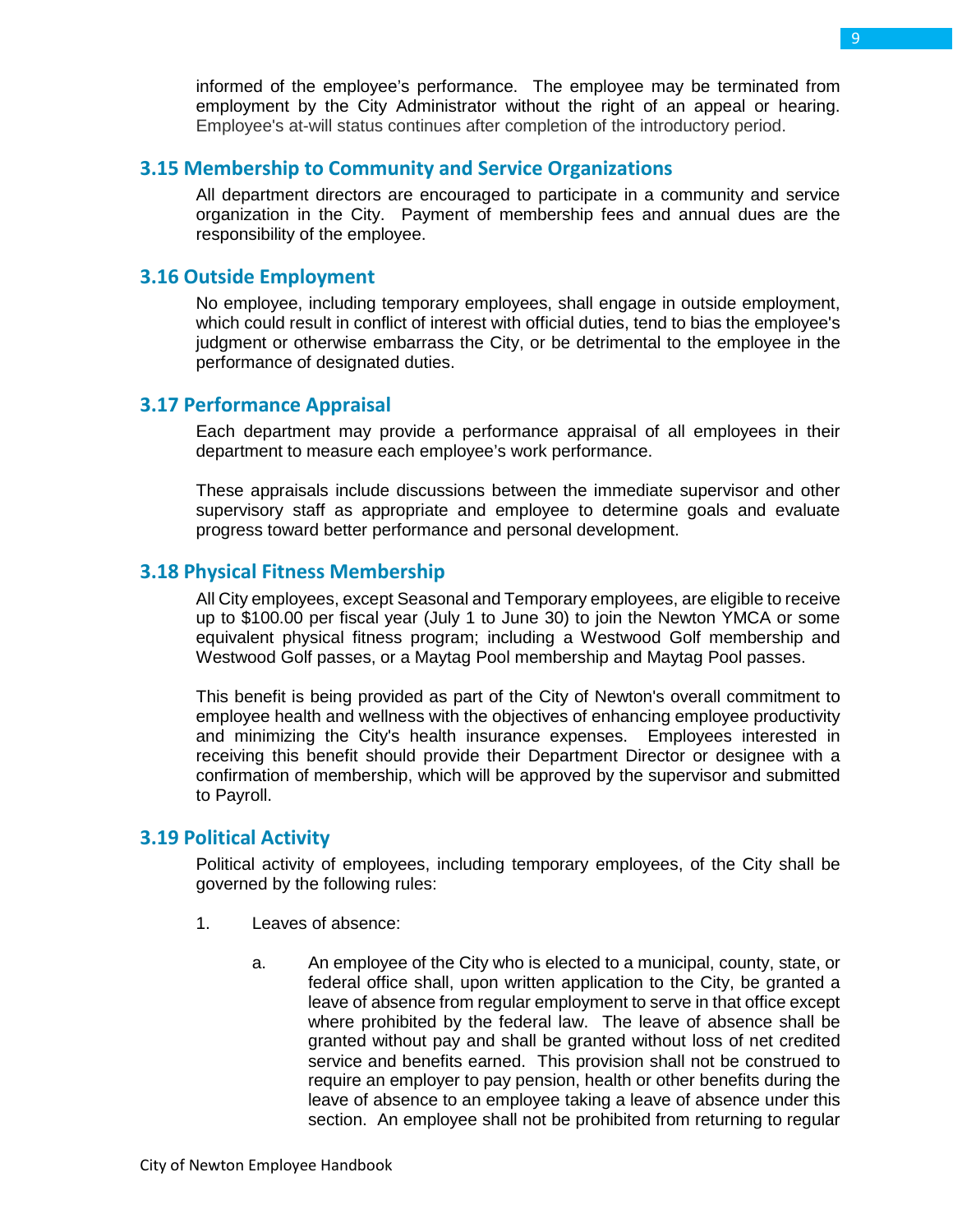informed of the employee's performance. The employee may be terminated from employment by the City Administrator without the right of an appeal or hearing. Employee's at-will status continues after completion of the introductory period.

## 3.15 Membership to Community and Service Organizations

All department directors are encouraged to participate in a community and service organization in the City. Payment of membership fees and annual dues are the responsibility of the employee.

## 3.16 Outside Employment

No employee, including temporary employees, shall engage in outside employment, which could result in conflict of interest with official duties, tend to bias the employee's judgment or otherwise embarrass the City, or be detrimental to the employee in the performance of designated duties.

## 3.17 Performance Appraisal

Each department may provide a performance appraisal of all employees in their department to measure each employee's work performance.

These appraisals include discussions between the immediate supervisor and other supervisory staff as appropriate and employee to determine goals and evaluate progress toward better performance and personal development.

## 3.18 Physical Fitness Membership

All City employees, except Seasonal and Temporary employees, are eligible to receive up to $100.00 per fiscal year (July 1 to June 30) to join the Newton YMCA or some equivalent physical fitness program; including a Westwood Golf membership and Westwood Golf passes, or a Maytag Pool membership and Maytag Pool passes.

This benefit is being provided as part of the City of Newton's overall commitment to employee health and wellness with the objectives of enhancing employee productivity and minimizing the City's health insurance expenses. Employees interested in receiving this benefit should provide their Department Director or designee with a confirmation of membership, which will be approved by the supervisor and submitted to Payroll.

## 3.19 Political Activity

Political activity of employees, including temporary employees, of the City shall be governed by the following rules:

1. Leaves of absence:

   a. An employee of the City who is elected to a municipal, county, state, or federal office shall, upon written application to the City, be granted a leave of absence from regular employment to serve in that office except where prohibited by the federal law. The leave of absence shall be granted without pay and shall be granted without loss of net credited service and benefits earned. This provision shall not be construed to require an employer to pay pension, health or other benefits during the leave of absence to an employee taking a leave of absence under this section. An employee shall not be prohibited from returning to regular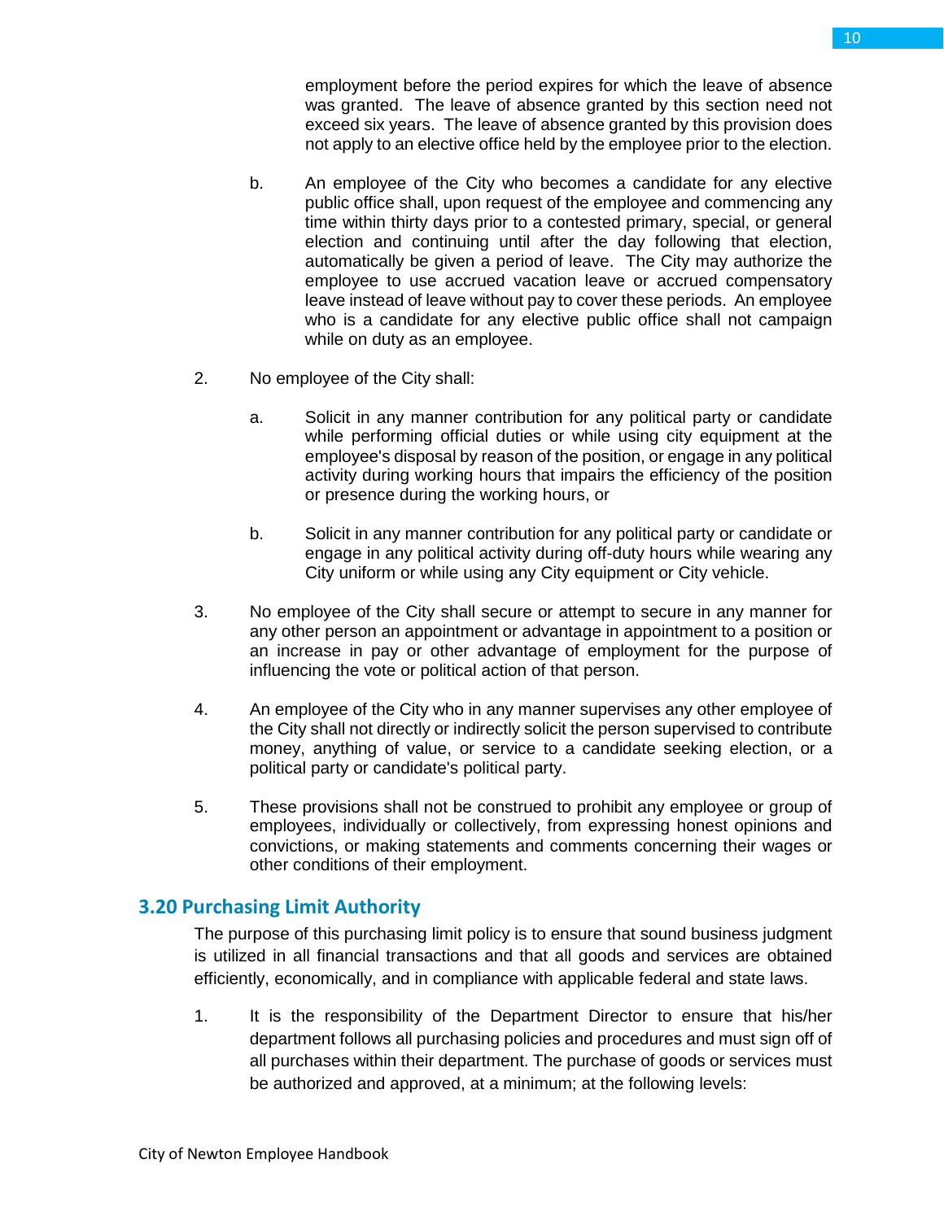employment before the period expires for which the leave of absence was granted. The leave of absence granted by this section need not exceed six years. The leave of absence granted by this provision does not apply to an elective office held by the employee prior to the election.

b. An employee of the City who becomes a candidate for any elective public office shall, upon request of the employee and commencing any time within thirty days prior to a contested primary, special, or general election and continuing until after the day following that election, automatically be given a period of leave. The City may authorize the employee to use accrued vacation leave or accrued compensatory leave instead of leave without pay to cover these periods. An employee who is a candidate for any elective public office shall not campaign while on duty as an employee.

2. No employee of the City shall:

   a. Solicit in any manner contribution for any political party or candidate while performing official duties or while using city equipment at the employee's disposal by reason of the position, or engage in any political activity during working hours that impairs the efficiency of the position or presence during the working hours, or

   b. Solicit in any manner contribution for any political party or candidate or engage in any political activity during off-duty hours while wearing any City uniform or while using any City equipment or City vehicle.

3. No employee of the City shall secure or attempt to secure in any manner for any other person an appointment or advantage in appointment to a position or an increase in pay or other advantage of employment for the purpose of influencing the vote or political action of that person.

4. An employee of the City who in any manner supervises any other employee of the City shall not directly or indirectly solicit the person supervised to contribute money, anything of value, or service to a candidate seeking election, or a political party or candidate's political party.

5. These provisions shall not be construed to prohibit any employee or group of employees, individually or collectively, from expressing honest opinions and convictions, or making statements and comments concerning their wages or other conditions of their employment.

## 3.20 Purchasing Limit Authority

The purpose of this purchasing limit policy is to ensure that sound business judgment is utilized in all financial transactions and that all goods and services are obtained efficiently, economically, and in compliance with applicable federal and state laws.

1. It is the responsibility of the Department Director to ensure that his/her department follows all purchasing policies and procedures and must sign off of all purchases within their department. The purchase of goods or services must be authorized and approved, at a minimum; at the following levels: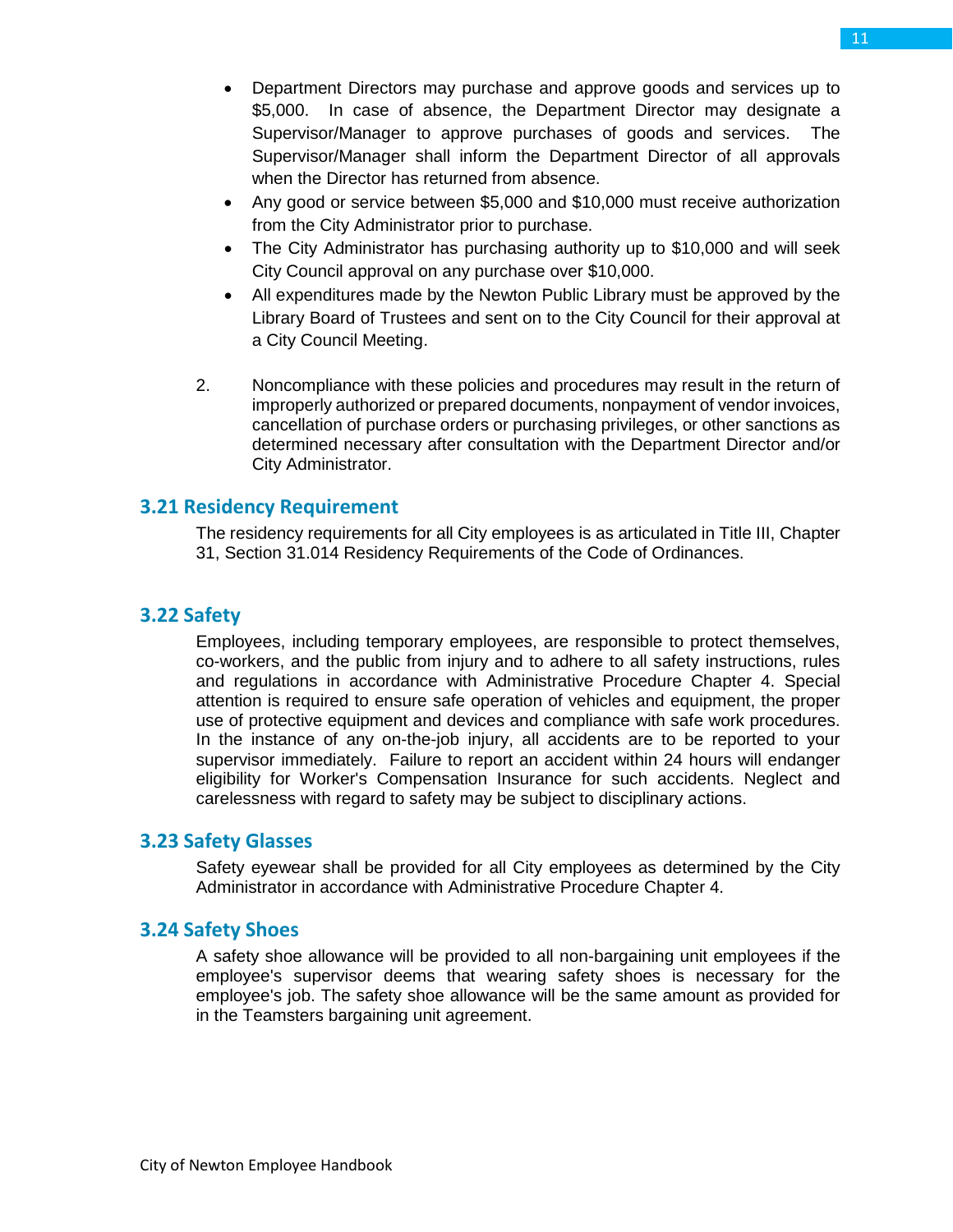- Department Directors may purchase and approve goods and services up to $5,000. In case of absence, the Department Director may designate a Supervisor/Manager to approve purchases of goods and services. The Supervisor/Manager shall inform the Department Director of all approvals when the Director has returned from absence.
- Any good or service between $5,000 and $10,000 must receive authorization from the City Administrator prior to purchase.
- The City Administrator has purchasing authority up to $10,000 and will seek City Council approval on any purchase over $10,000.
- All expenditures made by the Newton Public Library must be approved by the Library Board of Trustees and sent on to the City Council for their approval at a City Council Meeting.

2. Noncompliance with these policies and procedures may result in the return of improperly authorized or prepared documents, nonpayment of vendor invoices, cancellation of purchase orders or purchasing privileges, or other sanctions as determined necessary after consultation with the Department Director and/or City Administrator.

## 3.21 Residency Requirement

The residency requirements for all City employees is as articulated in Title III, Chapter 31, Section 31.014 Residency Requirements of the Code of Ordinances.

## 3.22 Safety

Employees, including temporary employees, are responsible to protect themselves, co-workers, and the public from injury and to adhere to all safety instructions, rules and regulations in accordance with Administrative Procedure Chapter 4. Special attention is required to ensure safe operation of vehicles and equipment, the proper use of protective equipment and devices and compliance with safe work procedures. In the instance of any on-the-job injury, all accidents are to be reported to your supervisor immediately. Failure to report an accident within 24 hours will endanger eligibility for Worker's Compensation Insurance for such accidents. Neglect and carelessness with regard to safety may be subject to disciplinary actions.

## 3.23 Safety Glasses

Safety eyewear shall be provided for all City employees as determined by the City Administrator in accordance with Administrative Procedure Chapter 4.

## 3.24 Safety Shoes

A safety shoe allowance will be provided to all non-bargaining unit employees if the employee's supervisor deems that wearing safety shoes is necessary for the employee's job. The safety shoe allowance will be the same amount as provided for in the Teamsters bargaining unit agreement.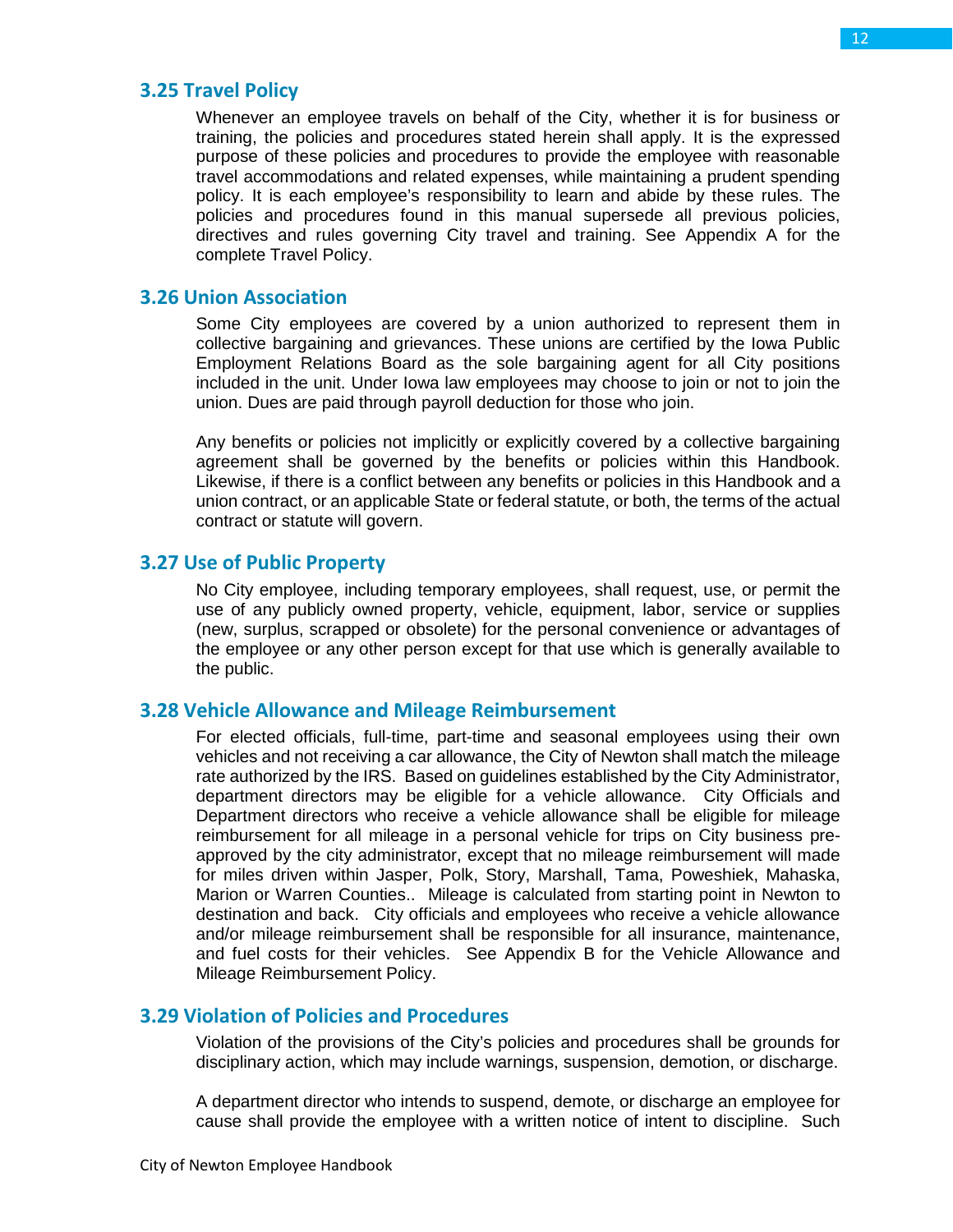## 3.25 Travel Policy

Whenever an employee travels on behalf of the City, whether it is for business or training, the policies and procedures stated herein shall apply. It is the expressed purpose of these policies and procedures to provide the employee with reasonable travel accommodations and related expenses, while maintaining a prudent spending policy. It is each employee's responsibility to learn and abide by these rules. The policies and procedures found in this manual supersede all previous policies, directives and rules governing City travel and training. See Appendix A for the complete Travel Policy.

## 3.26 Union Association

Some City employees are covered by a union authorized to represent them in collective bargaining and grievances. These unions are certified by the Iowa Public Employment Relations Board as the sole bargaining agent for all City positions included in the unit. Under Iowa law employees may choose to join or not to join the union. Dues are paid through payroll deduction for those who join.

Any benefits or policies not implicitly or explicitly covered by a collective bargaining agreement shall be governed by the benefits or policies within this Handbook. Likewise, if there is a conflict between any benefits or policies in this Handbook and a union contract, or an applicable State or federal statute, or both, the terms of the actual contract or statute will govern.

## 3.27 Use of Public Property

No City employee, including temporary employees, shall request, use, or permit the use of any publicly owned property, vehicle, equipment, labor, service or supplies (new, surplus, scrapped or obsolete) for the personal convenience or advantages of the employee or any other person except for that use which is generally available to the public.

## 3.28 Vehicle Allowance and Mileage Reimbursement

For elected officials, full-time, part-time and seasonal employees using their own vehicles and not receiving a car allowance, the City of Newton shall match the mileage rate authorized by the IRS. Based on guidelines established by the City Administrator, department directors may be eligible for a vehicle allowance. City Officials and Department directors who receive a vehicle allowance shall be eligible for mileage reimbursement for all mileage in a personal vehicle for trips on City business pre-approved by the city administrator, except that no mileage reimbursement will made for miles driven within Jasper, Polk, Story, Marshall, Tama, Poweshiek, Mahaska, Marion or Warren Counties.. Mileage is calculated from starting point in Newton to destination and back. City officials and employees who receive a vehicle allowance and/or mileage reimbursement shall be responsible for all insurance, maintenance, and fuel costs for their vehicles. See Appendix B for the Vehicle Allowance and Mileage Reimbursement Policy.

## 3.29 Violation of Policies and Procedures

Violation of the provisions of the City's policies and procedures shall be grounds for disciplinary action, which may include warnings, suspension, demotion, or discharge.

A department director who intends to suspend, demote, or discharge an employee for cause shall provide the employee with a written notice of intent to discipline. Such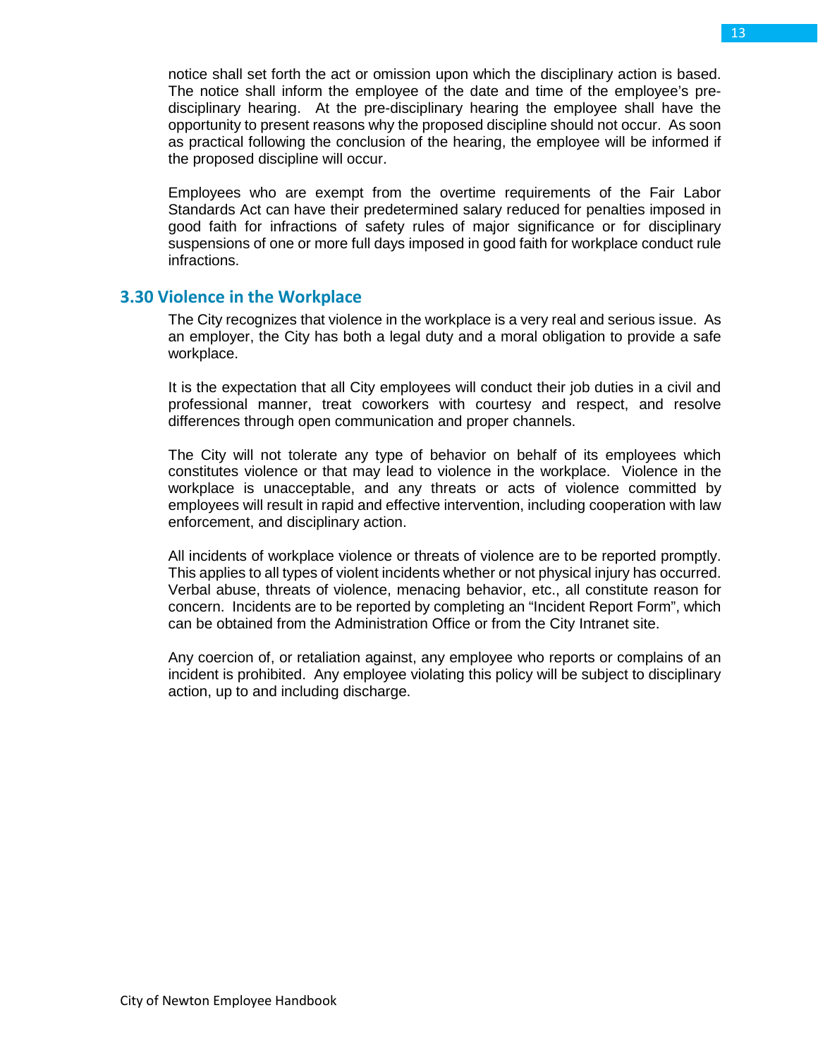notice shall set forth the act or omission upon which the disciplinary action is based. The notice shall inform the employee of the date and time of the employee's pre-disciplinary hearing. At the pre-disciplinary hearing the employee shall have the opportunity to present reasons why the proposed discipline should not occur. As soon as practical following the conclusion of the hearing, the employee will be informed if the proposed discipline will occur.

Employees who are exempt from the overtime requirements of the Fair Labor Standards Act can have their predetermined salary reduced for penalties imposed in good faith for infractions of safety rules of major significance or for disciplinary suspensions of one or more full days imposed in good faith for workplace conduct rule infractions.

### 3.30 Violence in the Workplace

The City recognizes that violence in the workplace is a very real and serious issue. As an employer, the City has both a legal duty and a moral obligation to provide a safe workplace.

It is the expectation that all City employees will conduct their job duties in a civil and professional manner, treat coworkers with courtesy and respect, and resolve differences through open communication and proper channels.

The City will not tolerate any type of behavior on behalf of its employees which constitutes violence or that may lead to violence in the workplace. Violence in the workplace is unacceptable, and any threats or acts of violence committed by employees will result in rapid and effective intervention, including cooperation with law enforcement, and disciplinary action.

All incidents of workplace violence or threats of violence are to be reported promptly. This applies to all types of violent incidents whether or not physical injury has occurred. Verbal abuse, threats of violence, menacing behavior, etc., all constitute reason for concern. Incidents are to be reported by completing an "Incident Report Form", which can be obtained from the Administration Office or from the City Intranet site.

Any coercion of, or retaliation against, any employee who reports or complains of an incident is prohibited. Any employee violating this policy will be subject to disciplinary action, up to and including discharge.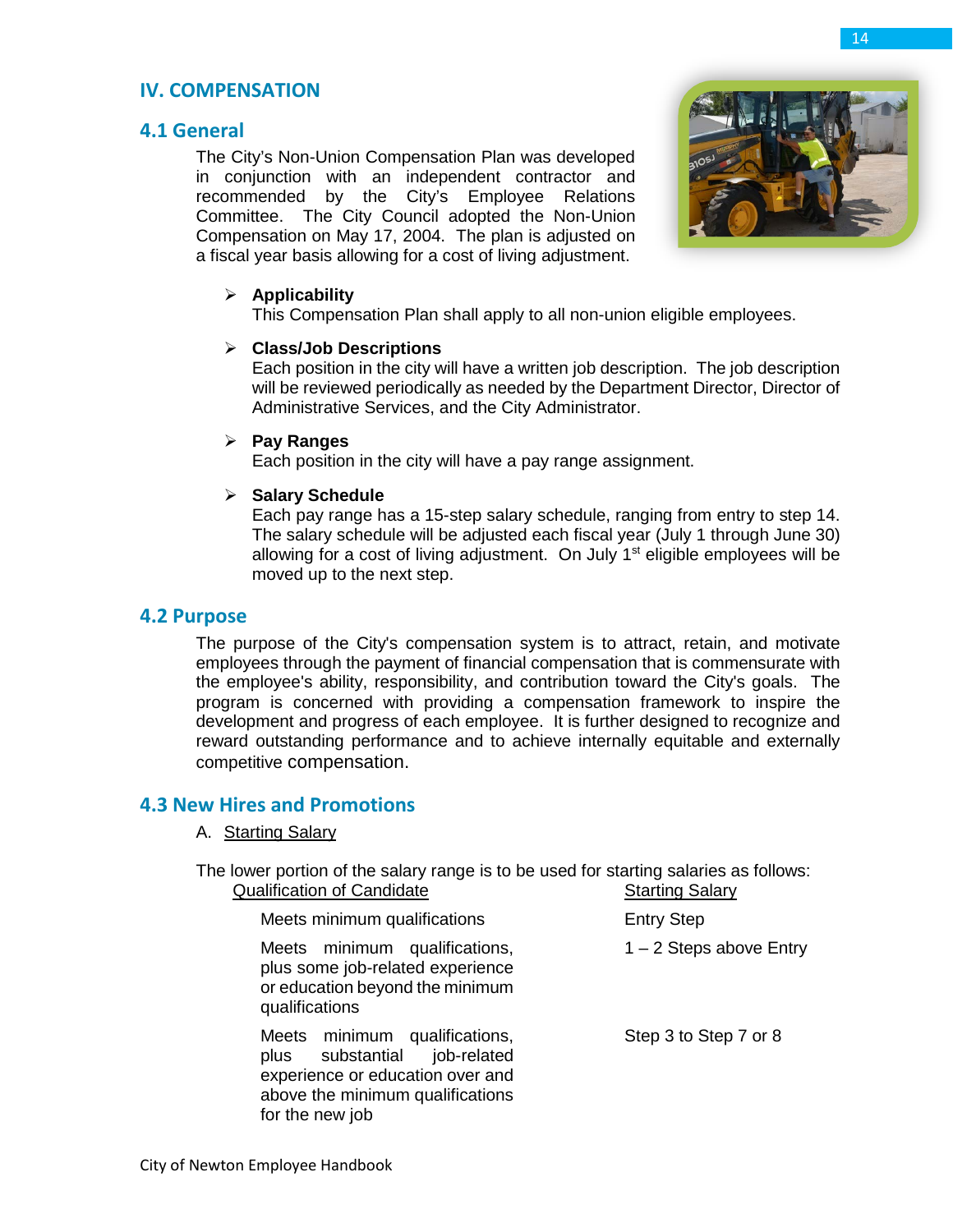# IV. COMPENSATION

## 4.1 General

The City's Non-Union Compensation Plan was developed in conjunction with an independent contractor and recommended by the City's Employee Relations Committee. The City Council adopted the Non-Union Compensation on May 17, 2004. The plan is adjusted on a fiscal year basis allowing for a cost of living adjustment.

- **Applicability**
  This Compensation Plan shall apply to all non-union eligible employees.

- **Class/Job Descriptions**
  Each position in the city will have a written job description. The job description will be reviewed periodically as needed by the Department Director, Director of Administrative Services, and the City Administrator.

- **Pay Ranges**
  Each position in the city will have a pay range assignment.

- **Salary Schedule**
  Each pay range has a 15-step salary schedule, ranging from entry to step 14. The salary schedule will be adjusted each fiscal year (July 1 through June 30) allowing for a cost of living adjustment. On July 1st eligible employees will be moved up to the next step.

## 4.2 Purpose

The purpose of the City's compensation system is to attract, retain, and motivate employees through the payment of financial compensation that is commensurate with the employee's ability, responsibility, and contribution toward the City's goals. The program is concerned with providing a compensation framework to inspire the development and progress of each employee. It is further designed to recognize and reward outstanding performance and to achieve internally equitable and externally competitive compensation.

## 4.3 New Hires and Promotions

A. Starting Salary

The lower portion of the salary range is to be used for starting salaries as follows:

| Qualification of Candidate | Starting Salary |
|---|---|
| Meets minimum qualifications | Entry Step |
| Meets minimum qualifications, plus some job-related experience or education beyond the minimum qualifications | 1 – 2 Steps above Entry |
| Meets minimum qualifications, plus substantial job-related experience or education over and above the minimum qualifications for the new job | Step 3 to Step 7 or 8 |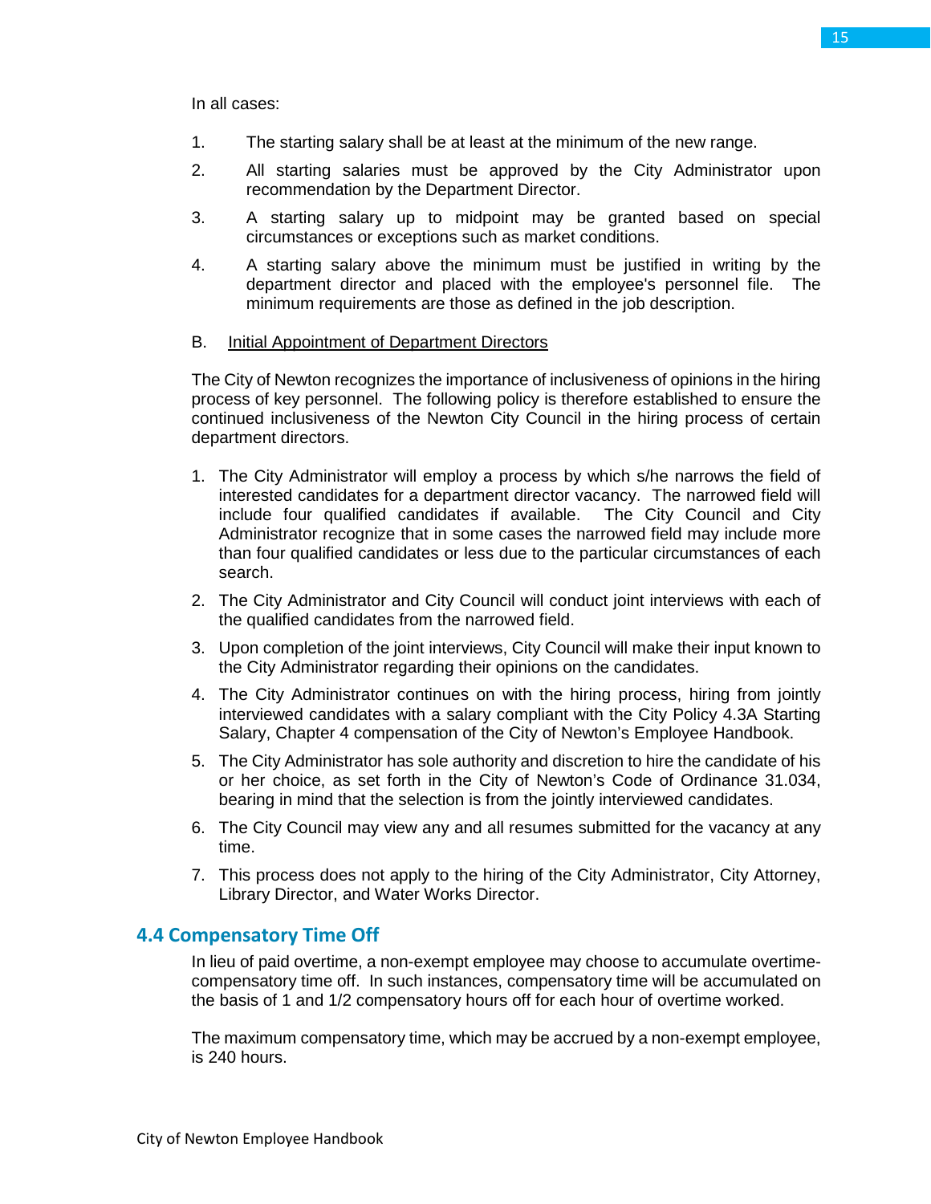In all cases:

1. The starting salary shall be at least at the minimum of the new range.
2. All starting salaries must be approved by the City Administrator upon recommendation by the Department Director.
3. A starting salary up to midpoint may be granted based on special circumstances or exceptions such as market conditions.
4. A starting salary above the minimum must be justified in writing by the department director and placed with the employee's personnel file. The minimum requirements are those as defined in the job description.

B. Initial Appointment of Department Directors

The City of Newton recognizes the importance of inclusiveness of opinions in the hiring process of key personnel. The following policy is therefore established to ensure the continued inclusiveness of the Newton City Council in the hiring process of certain department directors.

1. The City Administrator will employ a process by which s/he narrows the field of interested candidates for a department director vacancy. The narrowed field will include four qualified candidates if available. The City Council and City Administrator recognize that in some cases the narrowed field may include more than four qualified candidates or less due to the particular circumstances of each search.
2. The City Administrator and City Council will conduct joint interviews with each of the qualified candidates from the narrowed field.
3. Upon completion of the joint interviews, City Council will make their input known to the City Administrator regarding their opinions on the candidates.
4. The City Administrator continues on with the hiring process, hiring from jointly interviewed candidates with a salary compliant with the City Policy 4.3A Starting Salary, Chapter 4 compensation of the City of Newton's Employee Handbook.
5. The City Administrator has sole authority and discretion to hire the candidate of his or her choice, as set forth in the City of Newton's Code of Ordinance 31.034, bearing in mind that the selection is from the jointly interviewed candidates.
6. The City Council may view any and all resumes submitted for the vacancy at any time.
7. This process does not apply to the hiring of the City Administrator, City Attorney, Library Director, and Water Works Director.

## 4.4 Compensatory Time Off

In lieu of paid overtime, a non-exempt employee may choose to accumulate overtime-compensatory time off. In such instances, compensatory time will be accumulated on the basis of 1 and 1/2 compensatory hours off for each hour of overtime worked.

The maximum compensatory time, which may be accrued by a non-exempt employee, is 240 hours.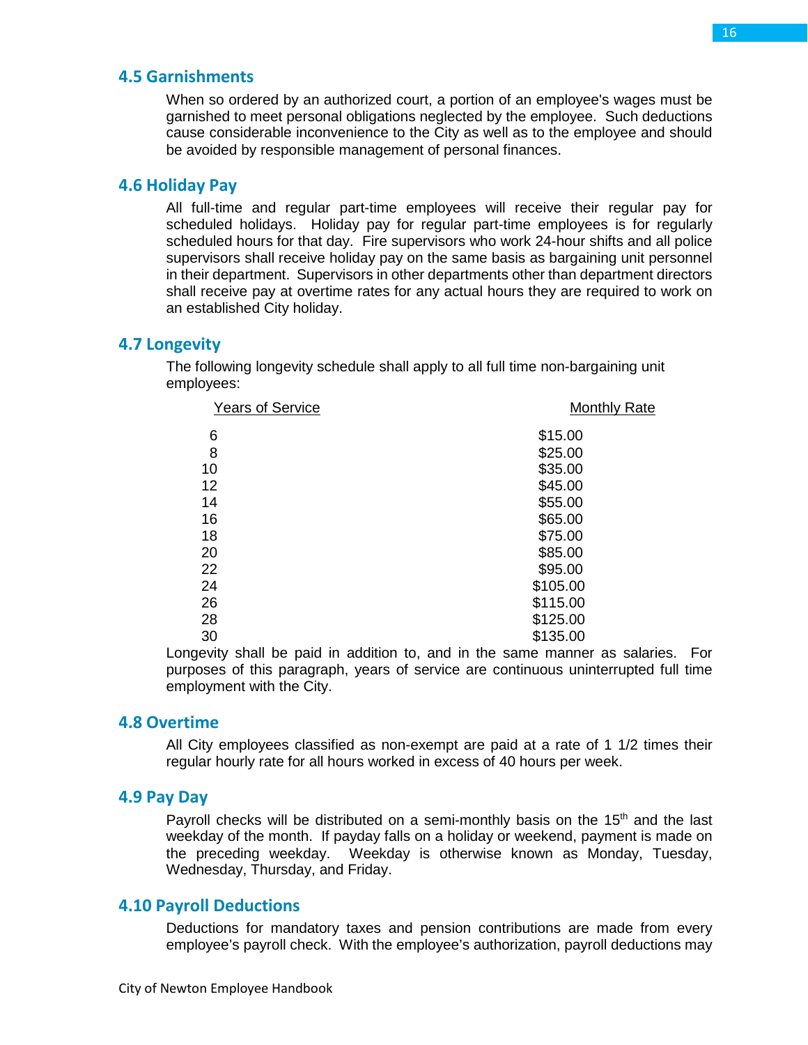## 4.5 Garnishments

When so ordered by an authorized court, a portion of an employee's wages must be garnished to meet personal obligations neglected by the employee. Such deductions cause considerable inconvenience to the City as well as to the employee and should be avoided by responsible management of personal finances.

## 4.6 Holiday Pay

All full-time and regular part-time employees will receive their regular pay for scheduled holidays. Holiday pay for regular part-time employees is for regularly scheduled hours for that day. Fire supervisors who work 24-hour shifts and all police supervisors shall receive holiday pay on the same basis as bargaining unit personnel in their department. Supervisors in other departments other than department directors shall receive pay at overtime rates for any actual hours they are required to work on an established City holiday.

## 4.7 Longevity

The following longevity schedule shall apply to all full time non-bargaining unit employees:

| Years of Service | Monthly Rate |
|---|---|
| 6 | $15.00 |
| 8 | $25.00 |
| 10 | $35.00 |
| 12 | $45.00 |
| 14 | $55.00 |
| 16 | $65.00 |
| 18 | $75.00 |
| 20 | $85.00 |
| 22 | $95.00 |
| 24 | $105.00 |
| 26 | $115.00 |
| 28 | $125.00 |
| 30 | $135.00 |

Longevity shall be paid in addition to, and in the same manner as salaries. For purposes of this paragraph, years of service are continuous uninterrupted full time employment with the City.

## 4.8 Overtime

All City employees classified as non-exempt are paid at a rate of 1 1/2 times their regular hourly rate for all hours worked in excess of 40 hours per week.

## 4.9 Pay Day

Payroll checks will be distributed on a semi-monthly basis on the 15th and the last weekday of the month. If payday falls on a holiday or weekend, payment is made on the preceding weekday. Weekday is otherwise known as Monday, Tuesday, Wednesday, Thursday, and Friday.

## 4.10 Payroll Deductions

Deductions for mandatory taxes and pension contributions are made from every employee's payroll check. With the employee's authorization, payroll deductions may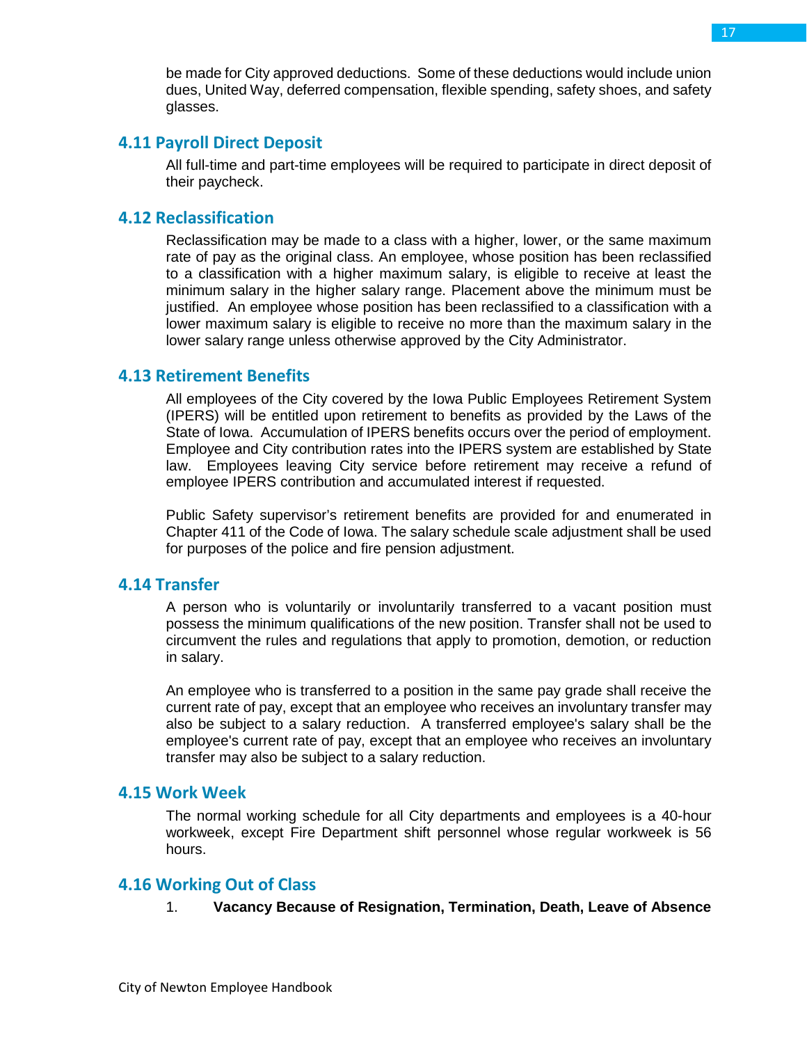be made for City approved deductions. Some of these deductions would include union dues, United Way, deferred compensation, flexible spending, safety shoes, and safety glasses.

## 4.11 Payroll Direct Deposit

All full-time and part-time employees will be required to participate in direct deposit of their paycheck.

## 4.12 Reclassification

Reclassification may be made to a class with a higher, lower, or the same maximum rate of pay as the original class. An employee, whose position has been reclassified to a classification with a higher maximum salary, is eligible to receive at least the minimum salary in the higher salary range. Placement above the minimum must be justified. An employee whose position has been reclassified to a classification with a lower maximum salary is eligible to receive no more than the maximum salary in the lower salary range unless otherwise approved by the City Administrator.

## 4.13 Retirement Benefits

All employees of the City covered by the Iowa Public Employees Retirement System (IPERS) will be entitled upon retirement to benefits as provided by the Laws of the State of Iowa. Accumulation of IPERS benefits occurs over the period of employment. Employee and City contribution rates into the IPERS system are established by State law. Employees leaving City service before retirement may receive a refund of employee IPERS contribution and accumulated interest if requested.

Public Safety supervisor's retirement benefits are provided for and enumerated in Chapter 411 of the Code of Iowa. The salary schedule scale adjustment shall be used for purposes of the police and fire pension adjustment.

## 4.14 Transfer

A person who is voluntarily or involuntarily transferred to a vacant position must possess the minimum qualifications of the new position. Transfer shall not be used to circumvent the rules and regulations that apply to promotion, demotion, or reduction in salary.

An employee who is transferred to a position in the same pay grade shall receive the current rate of pay, except that an employee who receives an involuntary transfer may also be subject to a salary reduction. A transferred employee's salary shall be the employee's current rate of pay, except that an employee who receives an involuntary transfer may also be subject to a salary reduction.

## 4.15 Work Week

The normal working schedule for all City departments and employees is a 40-hour workweek, except Fire Department shift personnel whose regular workweek is 56 hours.

## 4.16 Working Out of Class

1. **Vacancy Because of Resignation, Termination, Death, Leave of Absence**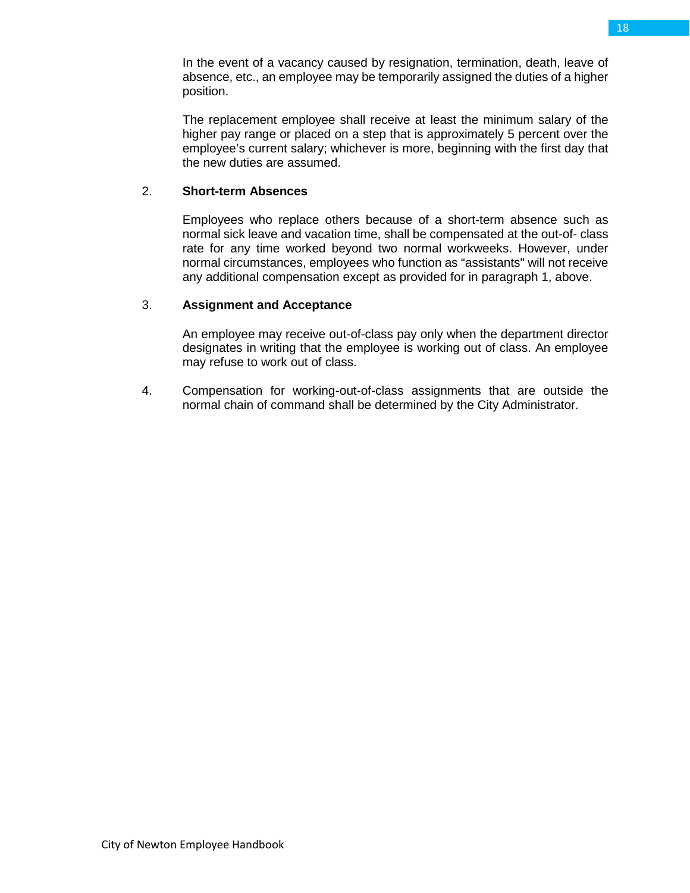In the event of a vacancy caused by resignation, termination, death, leave of absence, etc., an employee may be temporarily assigned the duties of a higher position.

The replacement employee shall receive at least the minimum salary of the higher pay range or placed on a step that is approximately 5 percent over the employee's current salary; whichever is more, beginning with the first day that the new duties are assumed.

2. **Short-term Absences**

   Employees who replace others because of a short-term absence such as normal sick leave and vacation time, shall be compensated at the out-of- class rate for any time worked beyond two normal workweeks. However, under normal circumstances, employees who function as "assistants" will not receive any additional compensation except as provided for in paragraph 1, above.

3. **Assignment and Acceptance**

   An employee may receive out-of-class pay only when the department director designates in writing that the employee is working out of class. An employee may refuse to work out of class.

4. Compensation for working-out-of-class assignments that are outside the normal chain of command shall be determined by the City Administrator.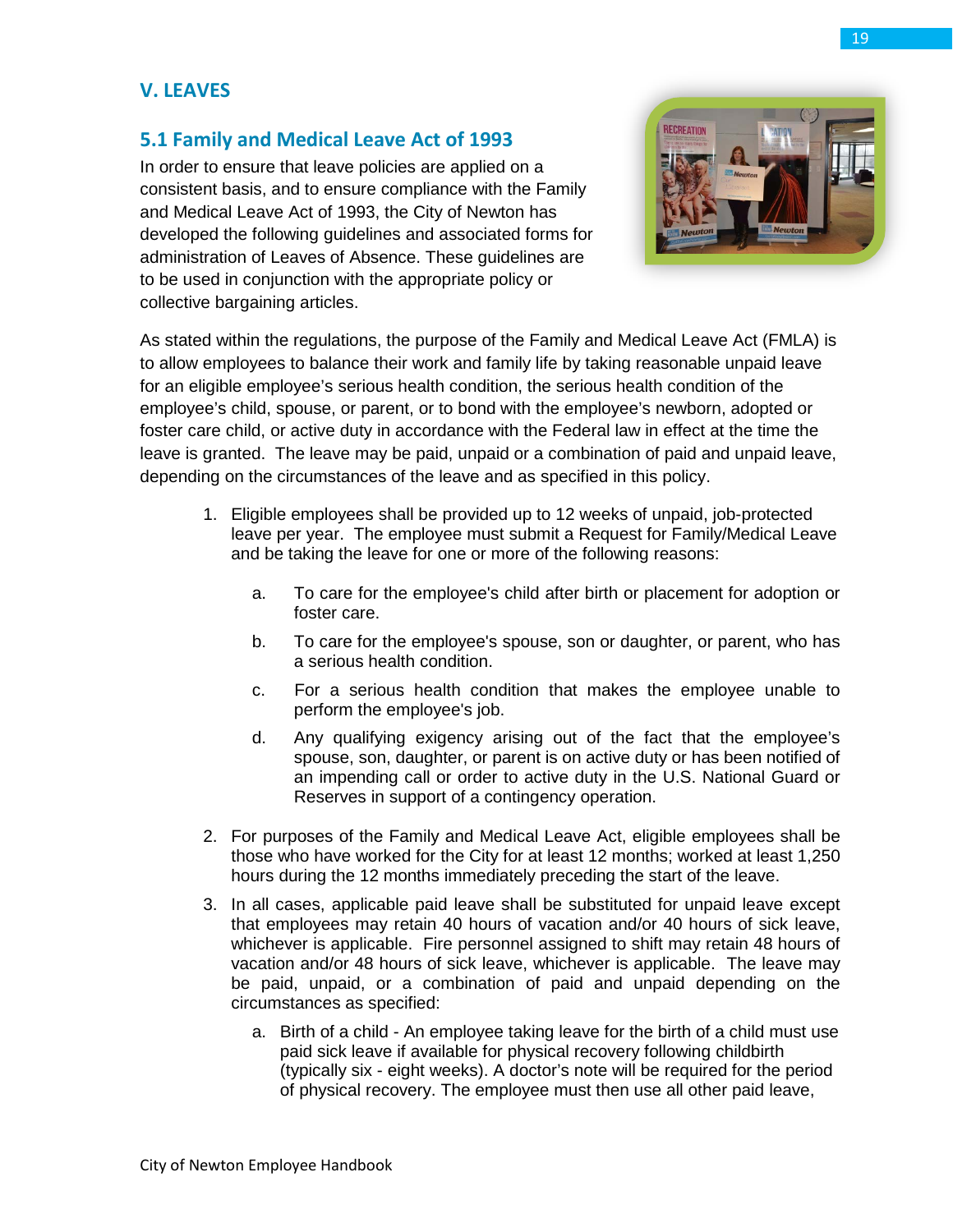## V. LEAVES

### 5.1 Family and Medical Leave Act of 1993

In order to ensure that leave policies are applied on a consistent basis, and to ensure compliance with the Family and Medical Leave Act of 1993, the City of Newton has developed the following guidelines and associated forms for administration of Leaves of Absence. These guidelines are to be used in conjunction with the appropriate policy or collective bargaining articles.

As stated within the regulations, the purpose of the Family and Medical Leave Act (FMLA) is to allow employees to balance their work and family life by taking reasonable unpaid leave for an eligible employee's serious health condition, the serious health condition of the employee's child, spouse, or parent, or to bond with the employee's newborn, adopted or foster care child, or active duty in accordance with the Federal law in effect at the time the leave is granted. The leave may be paid, unpaid or a combination of paid and unpaid leave, depending on the circumstances of the leave and as specified in this policy.

1. Eligible employees shall be provided up to 12 weeks of unpaid, job-protected leave per year. The employee must submit a Request for Family/Medical Leave and be taking the leave for one or more of the following reasons:

    a. To care for the employee's child after birth or placement for adoption or foster care.

    b. To care for the employee's spouse, son or daughter, or parent, who has a serious health condition.

    c. For a serious health condition that makes the employee unable to perform the employee's job.

    d. Any qualifying exigency arising out of the fact that the employee's spouse, son, daughter, or parent is on active duty or has been notified of an impending call or order to active duty in the U.S. National Guard or Reserves in support of a contingency operation.

2. For purposes of the Family and Medical Leave Act, eligible employees shall be those who have worked for the City for at least 12 months; worked at least 1,250 hours during the 12 months immediately preceding the start of the leave.

3. In all cases, applicable paid leave shall be substituted for unpaid leave except that employees may retain 40 hours of vacation and/or 40 hours of sick leave, whichever is applicable. Fire personnel assigned to shift may retain 48 hours of vacation and/or 48 hours of sick leave, whichever is applicable. The leave may be paid, unpaid, or a combination of paid and unpaid depending on the circumstances as specified:

    a. Birth of a child - An employee taking leave for the birth of a child must use paid sick leave if available for physical recovery following childbirth (typically six - eight weeks). A doctor's note will be required for the period of physical recovery. The employee must then use all other paid leave,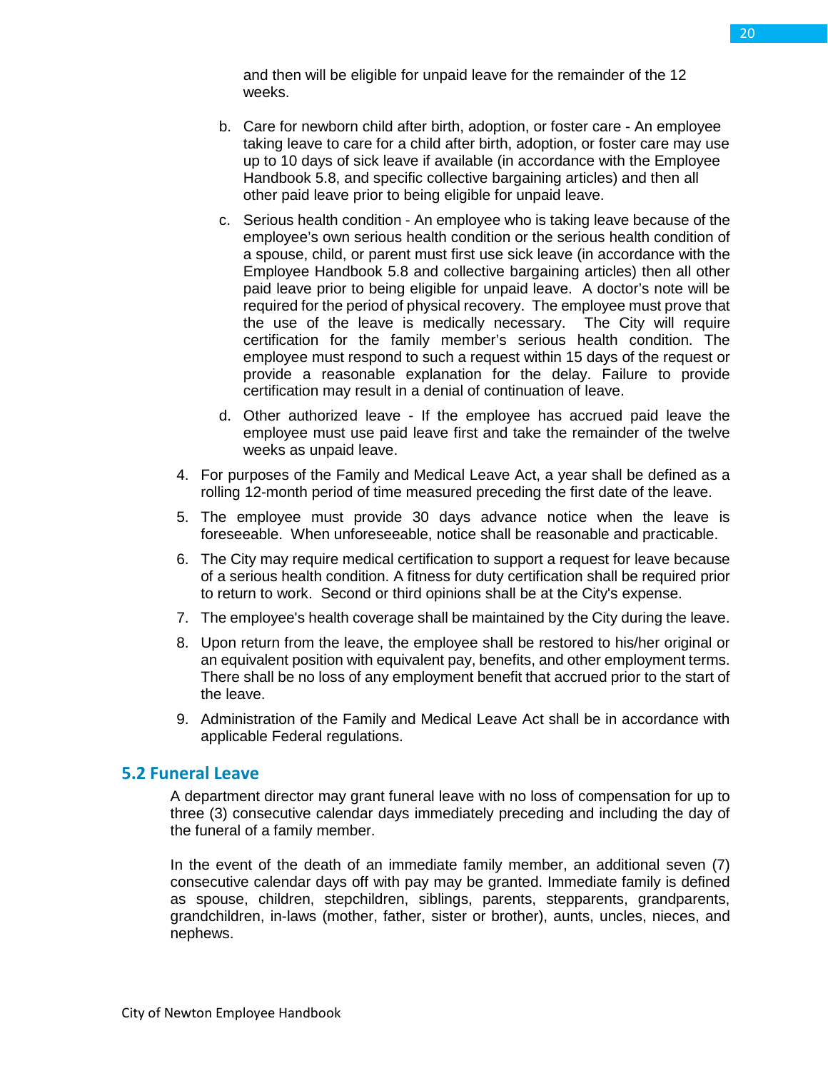and then will be eligible for unpaid leave for the remainder of the 12 weeks.

   b. Care for newborn child after birth, adoption, or foster care - An employee taking leave to care for a child after birth, adoption, or foster care may use up to 10 days of sick leave if available (in accordance with the Employee Handbook 5.8, and specific collective bargaining articles) and then all other paid leave prior to being eligible for unpaid leave.

   c. Serious health condition - An employee who is taking leave because of the employee's own serious health condition or the serious health condition of a spouse, child, or parent must first use sick leave (in accordance with the Employee Handbook 5.8 and collective bargaining articles) then all other paid leave prior to being eligible for unpaid leave. A doctor's note will be required for the period of physical recovery. The employee must prove that the use of the leave is medically necessary. The City will require certification for the family member's serious health condition. The employee must respond to such a request within 15 days of the request or provide a reasonable explanation for the delay. Failure to provide certification may result in a denial of continuation of leave.

   d. Other authorized leave - If the employee has accrued paid leave the employee must use paid leave first and take the remainder of the twelve weeks as unpaid leave.

4. For purposes of the Family and Medical Leave Act, a year shall be defined as a rolling 12-month period of time measured preceding the first date of the leave.
5. The employee must provide 30 days advance notice when the leave is foreseeable. When unforeseeable, notice shall be reasonable and practicable.
6. The City may require medical certification to support a request for leave because of a serious health condition. A fitness for duty certification shall be required prior to return to work. Second or third opinions shall be at the City's expense.
7. The employee's health coverage shall be maintained by the City during the leave.
8. Upon return from the leave, the employee shall be restored to his/her original or an equivalent position with equivalent pay, benefits, and other employment terms. There shall be no loss of any employment benefit that accrued prior to the start of the leave.
9. Administration of the Family and Medical Leave Act shall be in accordance with applicable Federal regulations.

## 5.2 Funeral Leave

A department director may grant funeral leave with no loss of compensation for up to three (3) consecutive calendar days immediately preceding and including the day of the funeral of a family member.

In the event of the death of an immediate family member, an additional seven (7) consecutive calendar days off with pay may be granted. Immediate family is defined as spouse, children, stepchildren, siblings, parents, stepparents, grandparents, grandchildren, in-laws (mother, father, sister or brother), aunts, uncles, nieces, and nephews.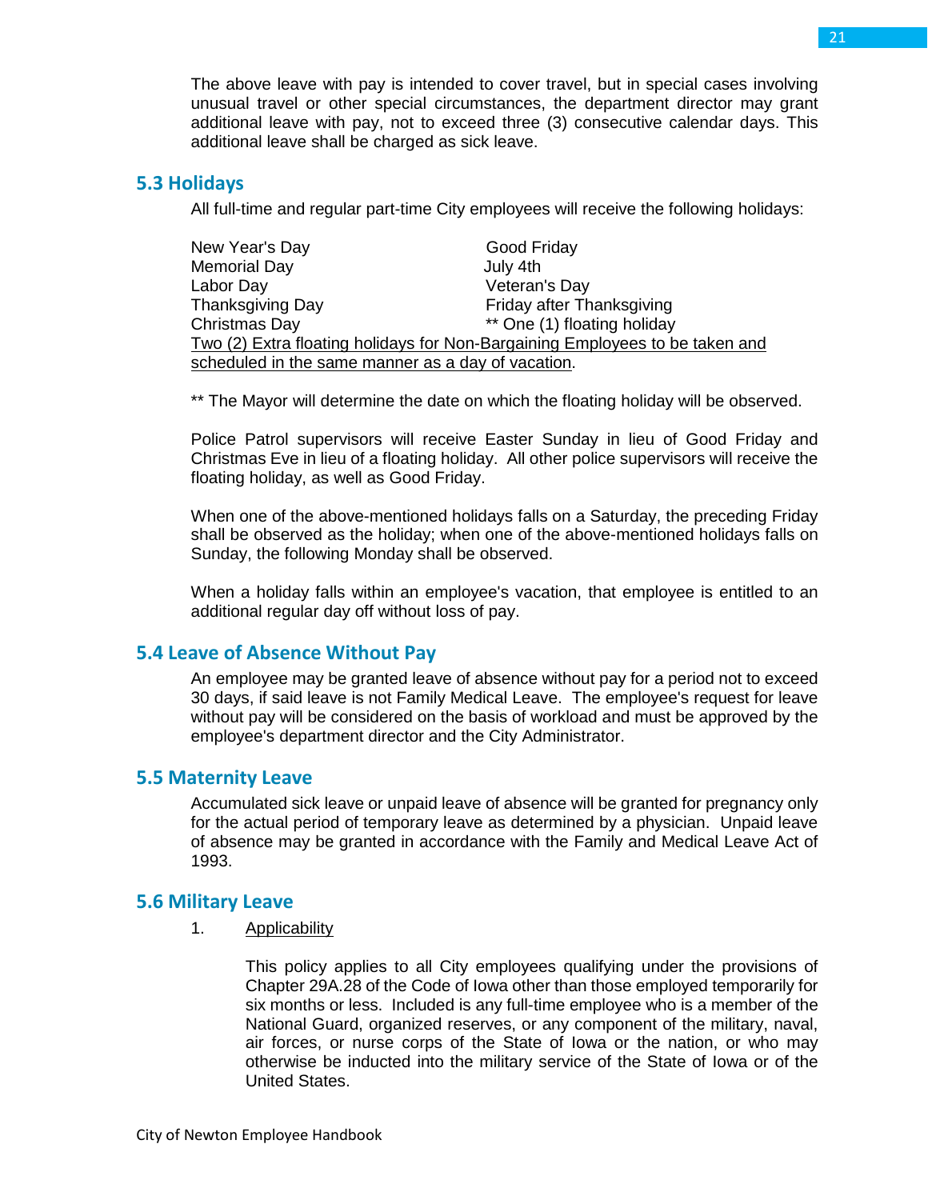The above leave with pay is intended to cover travel, but in special cases involving unusual travel or other special circumstances, the department director may grant additional leave with pay, not to exceed three (3) consecutive calendar days. This additional leave shall be charged as sick leave.

## 5.3 Holidays

All full-time and regular part-time City employees will receive the following holidays:

| | |
|---|---|
| New Year's Day | Good Friday |
| Memorial Day | July 4th |
| Labor Day | Veteran's Day |
| Thanksgiving Day | Friday after Thanksgiving |
| Christmas Day | ** One (1) floating holiday |

Two (2) Extra floating holidays for Non-Bargaining Employees to be taken and scheduled in the same manner as a day of vacation.

** The Mayor will determine the date on which the floating holiday will be observed.

Police Patrol supervisors will receive Easter Sunday in lieu of Good Friday and Christmas Eve in lieu of a floating holiday. All other police supervisors will receive the floating holiday, as well as Good Friday.

When one of the above-mentioned holidays falls on a Saturday, the preceding Friday shall be observed as the holiday; when one of the above-mentioned holidays falls on Sunday, the following Monday shall be observed.

When a holiday falls within an employee's vacation, that employee is entitled to an additional regular day off without loss of pay.

## 5.4 Leave of Absence Without Pay

An employee may be granted leave of absence without pay for a period not to exceed 30 days, if said leave is not Family Medical Leave. The employee's request for leave without pay will be considered on the basis of workload and must be approved by the employee's department director and the City Administrator.

## 5.5 Maternity Leave

Accumulated sick leave or unpaid leave of absence will be granted for pregnancy only for the actual period of temporary leave as determined by a physician. Unpaid leave of absence may be granted in accordance with the Family and Medical Leave Act of 1993.

## 5.6 Military Leave

1. Applicability

   This policy applies to all City employees qualifying under the provisions of Chapter 29A.28 of the Code of Iowa other than those employed temporarily for six months or less. Included is any full-time employee who is a member of the National Guard, organized reserves, or any component of the military, naval, air forces, or nurse corps of the State of Iowa or the nation, or who may otherwise be inducted into the military service of the State of Iowa or of the United States.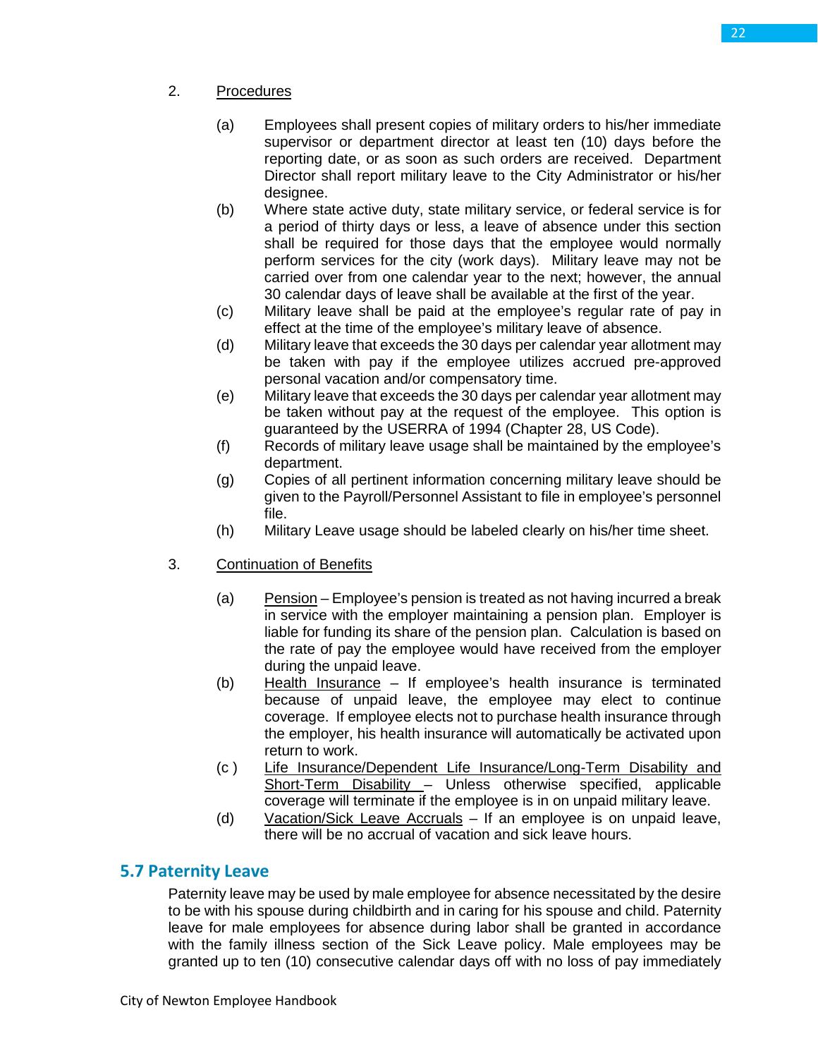2. Procedures

   (a) Employees shall present copies of military orders to his/her immediate supervisor or department director at least ten (10) days before the reporting date, or as soon as such orders are received. Department Director shall report military leave to the City Administrator or his/her designee.
   (b) Where state active duty, state military service, or federal service is for a period of thirty days or less, a leave of absence under this section shall be required for those days that the employee would normally perform services for the city (work days). Military leave may not be carried over from one calendar year to the next; however, the annual 30 calendar days of leave shall be available at the first of the year.
   (c) Military leave shall be paid at the employee's regular rate of pay in effect at the time of the employee's military leave of absence.
   (d) Military leave that exceeds the 30 days per calendar year allotment may be taken with pay if the employee utilizes accrued pre-approved personal vacation and/or compensatory time.
   (e) Military leave that exceeds the 30 days per calendar year allotment may be taken without pay at the request of the employee. This option is guaranteed by the USERRA of 1994 (Chapter 28, US Code).
   (f) Records of military leave usage shall be maintained by the employee's department.
   (g) Copies of all pertinent information concerning military leave should be given to the Payroll/Personnel Assistant to file in employee's personnel file.
   (h) Military Leave usage should be labeled clearly on his/her time sheet.

3. Continuation of Benefits

   (a) Pension – Employee's pension is treated as not having incurred a break in service with the employer maintaining a pension plan. Employer is liable for funding its share of the pension plan. Calculation is based on the rate of pay the employee would have received from the employer during the unpaid leave.
   (b) Health Insurance – If employee's health insurance is terminated because of unpaid leave, the employee may elect to continue coverage. If employee elects not to purchase health insurance through the employer, his health insurance will automatically be activated upon return to work.
   (c) Life Insurance/Dependent Life Insurance/Long-Term Disability and Short-Term Disability – Unless otherwise specified, applicable coverage will terminate if the employee is in on unpaid military leave.
   (d) Vacation/Sick Leave Accruals – If an employee is on unpaid leave, there will be no accrual of vacation and sick leave hours.

## 5.7 Paternity Leave

Paternity leave may be used by male employee for absence necessitated by the desire to be with his spouse during childbirth and in caring for his spouse and child. Paternity leave for male employees for absence during labor shall be granted in accordance with the family illness section of the Sick Leave policy. Male employees may be granted up to ten (10) consecutive calendar days off with no loss of pay immediately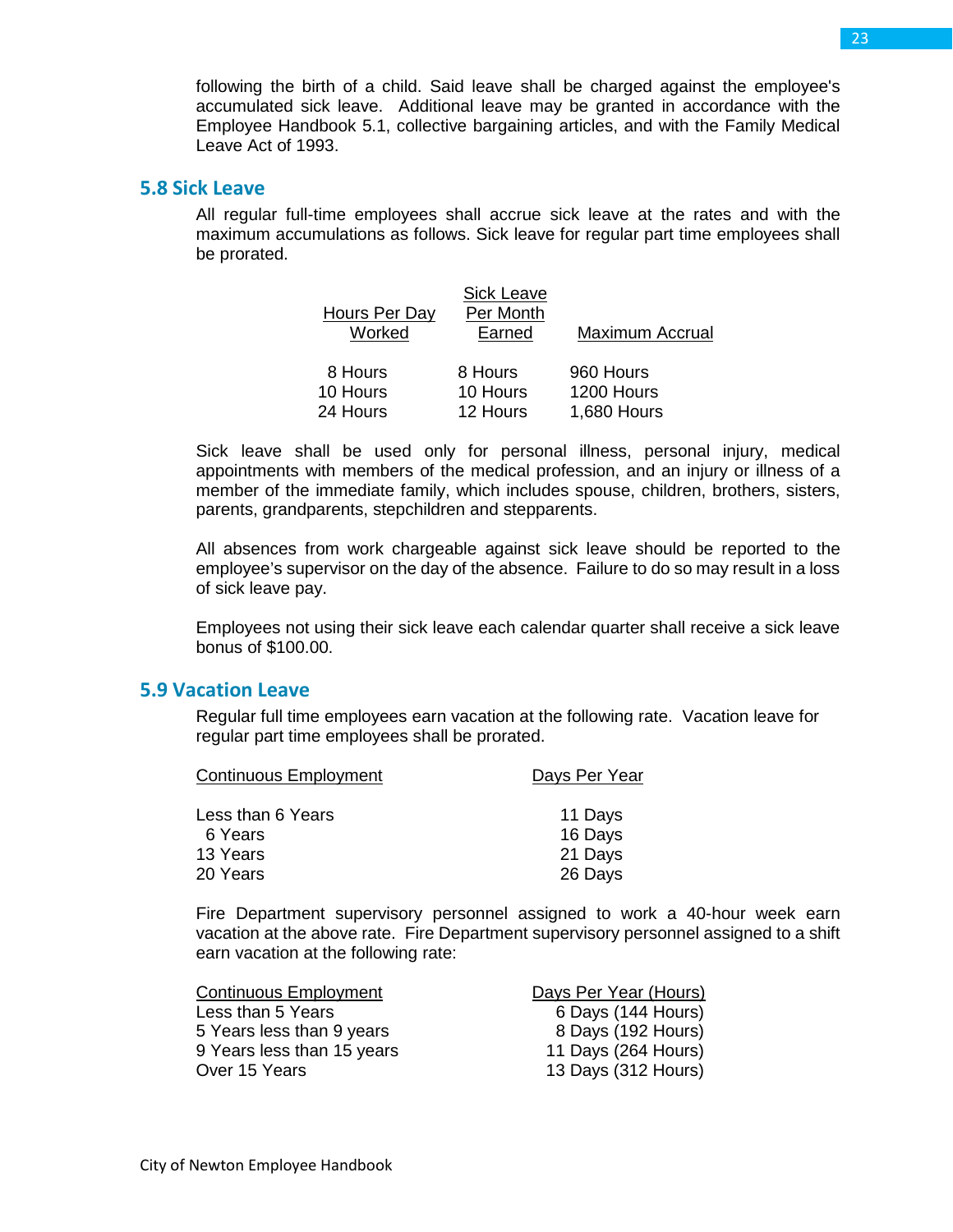following the birth of a child. Said leave shall be charged against the employee's accumulated sick leave. Additional leave may be granted in accordance with the Employee Handbook 5.1, collective bargaining articles, and with the Family Medical Leave Act of 1993.

## 5.8 Sick Leave

All regular full-time employees shall accrue sick leave at the rates and with the maximum accumulations as follows. Sick leave for regular part time employees shall be prorated.

| Hours Per Day Worked | Sick Leave Per Month Earned | Maximum Accrual |
|---|---|---|
| 8 Hours | 8 Hours | 960 Hours |
| 10 Hours | 10 Hours | 1200 Hours |
| 24 Hours | 12 Hours | 1,680 Hours |

Sick leave shall be used only for personal illness, personal injury, medical appointments with members of the medical profession, and an injury or illness of a member of the immediate family, which includes spouse, children, brothers, sisters, parents, grandparents, stepchildren and stepparents.

All absences from work chargeable against sick leave should be reported to the employee's supervisor on the day of the absence. Failure to do so may result in a loss of sick leave pay.

Employees not using their sick leave each calendar quarter shall receive a sick leave bonus of $100.00.

## 5.9 Vacation Leave

Regular full time employees earn vacation at the following rate. Vacation leave for regular part time employees shall be prorated.

| Continuous Employment | Days Per Year |
|---|---|
| Less than 6 Years | 11 Days |
| 6 Years | 16 Days |
| 13 Years | 21 Days |
| 20 Years | 26 Days |

Fire Department supervisory personnel assigned to work a 40-hour week earn vacation at the above rate. Fire Department supervisory personnel assigned to a shift earn vacation at the following rate:

| Continuous Employment | Days Per Year (Hours) |
|---|---|
| Less than 5 Years | 6 Days (144 Hours) |
| 5 Years less than 9 years | 8 Days (192 Hours) |
| 9 Years less than 15 years | 11 Days (264 Hours) |
| Over 15 Years | 13 Days (312 Hours) |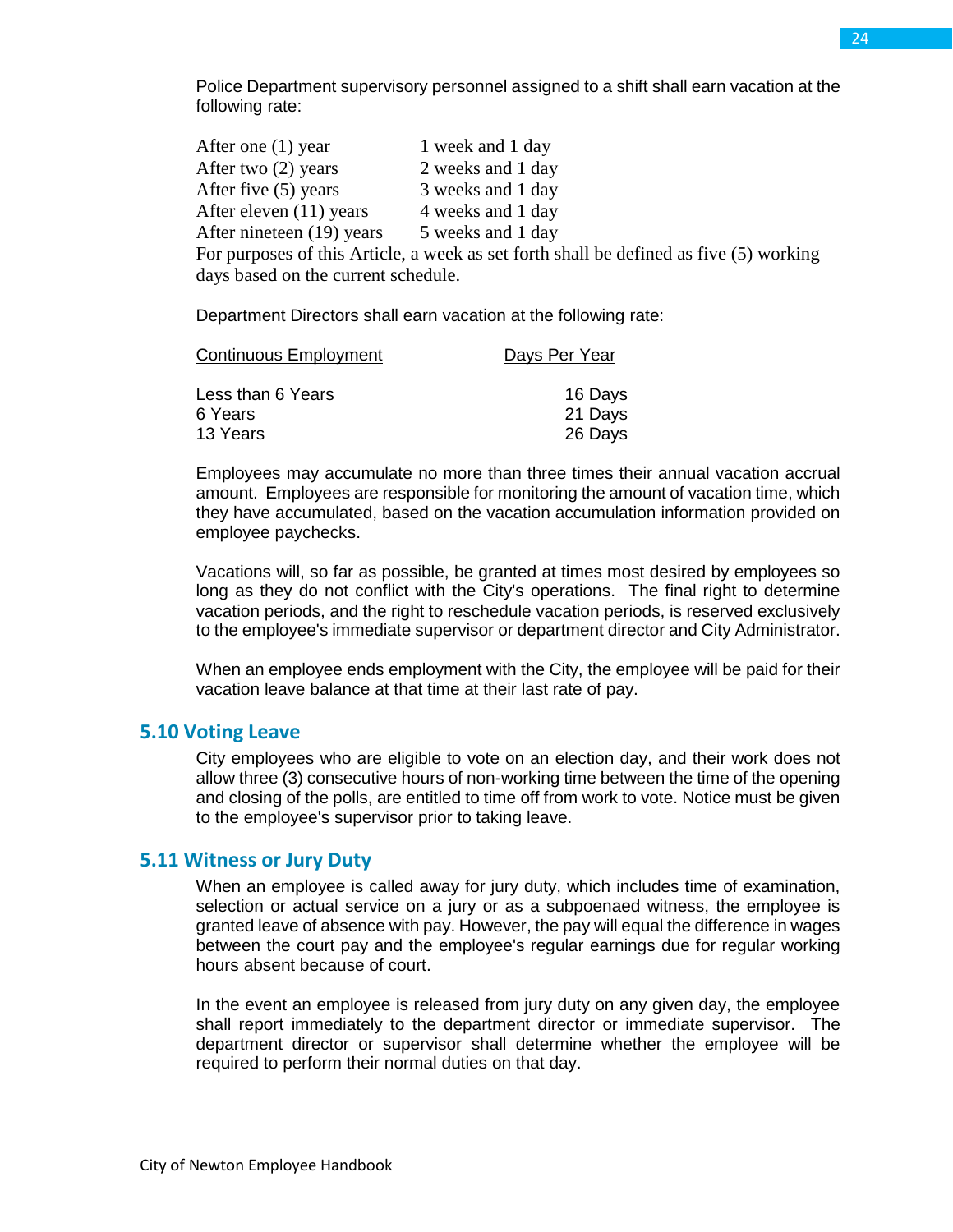Police Department supervisory personnel assigned to a shift shall earn vacation at the following rate:

| | |
|---|---|
| After one (1) year | 1 week and 1 day |
| After two (2) years | 2 weeks and 1 day |
| After five (5) years | 3 weeks and 1 day |
| After eleven (11) years | 4 weeks and 1 day |
| After nineteen (19) years | 5 weeks and 1 day |

For purposes of this Article, a week as set forth shall be defined as five (5) working days based on the current schedule.

Department Directors shall earn vacation at the following rate:

| Continuous Employment | Days Per Year |
|---|---|
| Less than 6 Years | 16 Days |
| 6 Years | 21 Days |
| 13 Years | 26 Days |

Employees may accumulate no more than three times their annual vacation accrual amount. Employees are responsible for monitoring the amount of vacation time, which they have accumulated, based on the vacation accumulation information provided on employee paychecks.

Vacations will, so far as possible, be granted at times most desired by employees so long as they do not conflict with the City's operations. The final right to determine vacation periods, and the right to reschedule vacation periods, is reserved exclusively to the employee's immediate supervisor or department director and City Administrator.

When an employee ends employment with the City, the employee will be paid for their vacation leave balance at that time at their last rate of pay.

## 5.10 Voting Leave

City employees who are eligible to vote on an election day, and their work does not allow three (3) consecutive hours of non-working time between the time of the opening and closing of the polls, are entitled to time off from work to vote. Notice must be given to the employee's supervisor prior to taking leave.

## 5.11 Witness or Jury Duty

When an employee is called away for jury duty, which includes time of examination, selection or actual service on a jury or as a subpoenaed witness, the employee is granted leave of absence with pay. However, the pay will equal the difference in wages between the court pay and the employee's regular earnings due for regular working hours absent because of court.

In the event an employee is released from jury duty on any given day, the employee shall report immediately to the department director or immediate supervisor. The department director or supervisor shall determine whether the employee will be required to perform their normal duties on that day.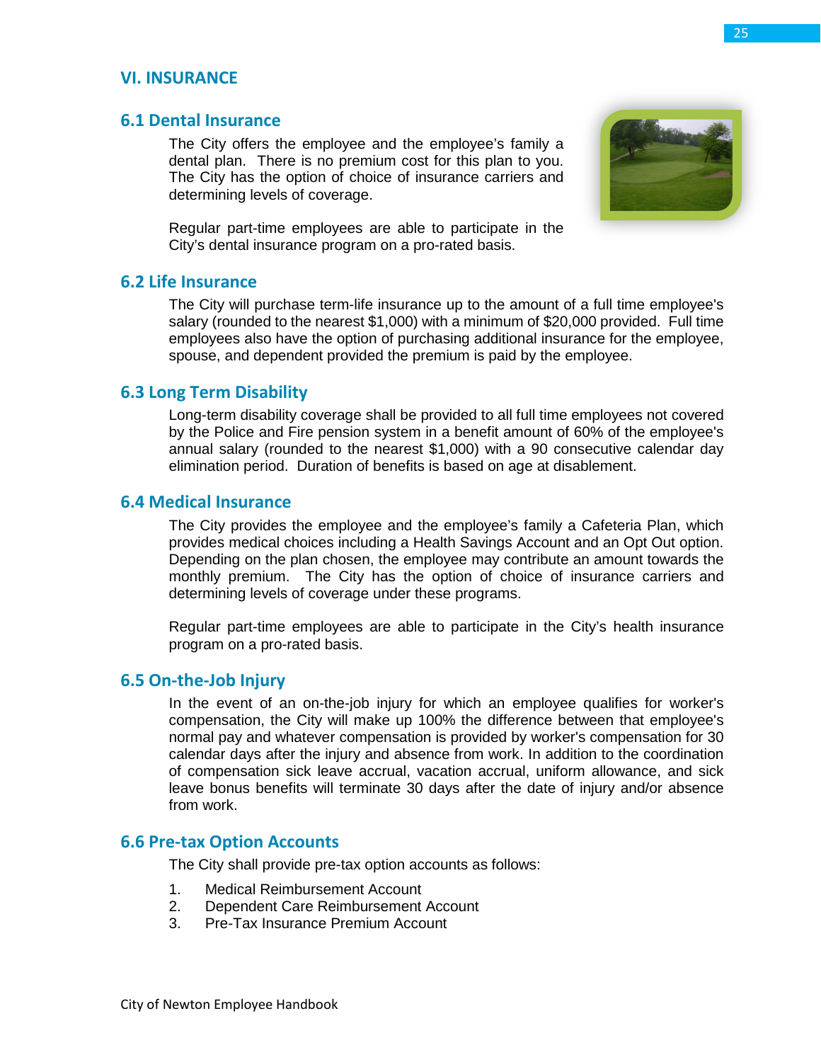# VI. INSURANCE

## 6.1 Dental Insurance

The City offers the employee and the employee's family a dental plan. There is no premium cost for this plan to you. The City has the option of choice of insurance carriers and determining levels of coverage.

Regular part-time employees are able to participate in the City's dental insurance program on a pro-rated basis.

## 6.2 Life Insurance

The City will purchase term-life insurance up to the amount of a full time employee's salary (rounded to the nearest $1,000) with a minimum of $20,000 provided. Full time employees also have the option of purchasing additional insurance for the employee, spouse, and dependent provided the premium is paid by the employee.

## 6.3 Long Term Disability

Long-term disability coverage shall be provided to all full time employees not covered by the Police and Fire pension system in a benefit amount of 60% of the employee's annual salary (rounded to the nearest $1,000) with a 90 consecutive calendar day elimination period. Duration of benefits is based on age at disablement.

## 6.4 Medical Insurance

The City provides the employee and the employee's family a Cafeteria Plan, which provides medical choices including a Health Savings Account and an Opt Out option. Depending on the plan chosen, the employee may contribute an amount towards the monthly premium. The City has the option of choice of insurance carriers and determining levels of coverage under these programs.

Regular part-time employees are able to participate in the City's health insurance program on a pro-rated basis.

## 6.5 On-the-Job Injury

In the event of an on-the-job injury for which an employee qualifies for worker's compensation, the City will make up 100% the difference between that employee's normal pay and whatever compensation is provided by worker's compensation for 30 calendar days after the injury and absence from work. In addition to the coordination of compensation sick leave accrual, vacation accrual, uniform allowance, and sick leave bonus benefits will terminate 30 days after the date of injury and/or absence from work.

## 6.6 Pre-tax Option Accounts

The City shall provide pre-tax option accounts as follows:

1. Medical Reimbursement Account
2. Dependent Care Reimbursement Account
3. Pre-Tax Insurance Premium Account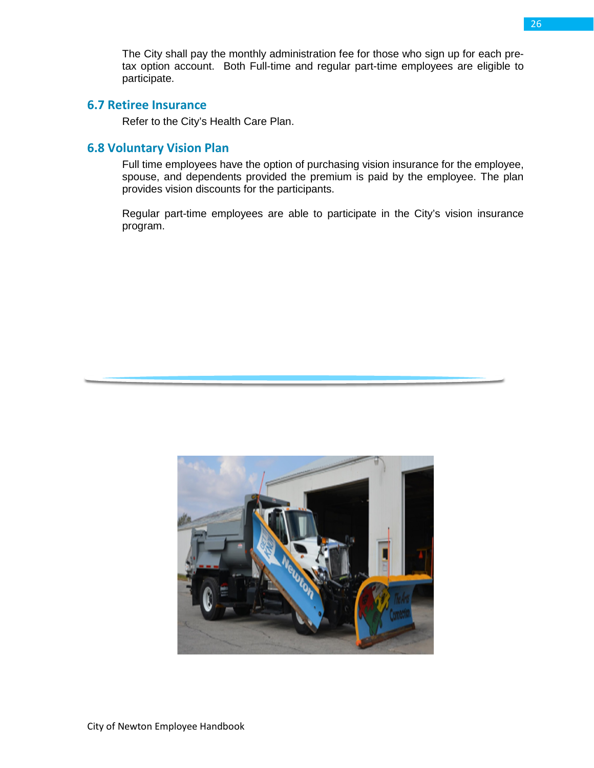The City shall pay the monthly administration fee for those who sign up for each pre-tax option account. Both Full-time and regular part-time employees are eligible to participate.

## 6.7 Retiree Insurance

Refer to the City's Health Care Plan.

## 6.8 Voluntary Vision Plan

Full time employees have the option of purchasing vision insurance for the employee, spouse, and dependents provided the premium is paid by the employee. The plan provides vision discounts for the participants.

Regular part-time employees are able to participate in the City's vision insurance program.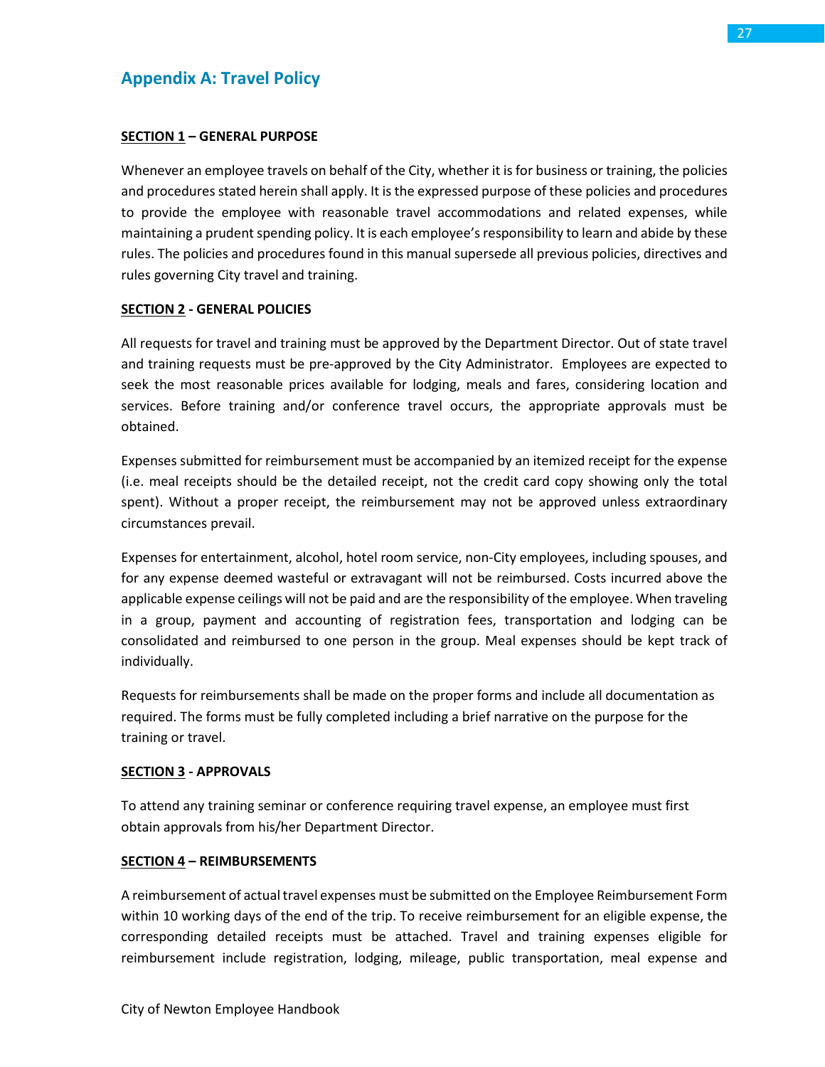## Appendix A: Travel Policy

**SECTION 1 – GENERAL PURPOSE**

Whenever an employee travels on behalf of the City, whether it is for business or training, the policies and procedures stated herein shall apply. It is the expressed purpose of these policies and procedures to provide the employee with reasonable travel accommodations and related expenses, while maintaining a prudent spending policy. It is each employee's responsibility to learn and abide by these rules. The policies and procedures found in this manual supersede all previous policies, directives and rules governing City travel and training.

**SECTION 2 - GENERAL POLICIES**

All requests for travel and training must be approved by the Department Director. Out of state travel and training requests must be pre-approved by the City Administrator. Employees are expected to seek the most reasonable prices available for lodging, meals and fares, considering location and services. Before training and/or conference travel occurs, the appropriate approvals must be obtained.

Expenses submitted for reimbursement must be accompanied by an itemized receipt for the expense (i.e. meal receipts should be the detailed receipt, not the credit card copy showing only the total spent). Without a proper receipt, the reimbursement may not be approved unless extraordinary circumstances prevail.

Expenses for entertainment, alcohol, hotel room service, non-City employees, including spouses, and for any expense deemed wasteful or extravagant will not be reimbursed. Costs incurred above the applicable expense ceilings will not be paid and are the responsibility of the employee. When traveling in a group, payment and accounting of registration fees, transportation and lodging can be consolidated and reimbursed to one person in the group. Meal expenses should be kept track of individually.

Requests for reimbursements shall be made on the proper forms and include all documentation as required. The forms must be fully completed including a brief narrative on the purpose for the training or travel.

**SECTION 3 - APPROVALS**

To attend any training seminar or conference requiring travel expense, an employee must first obtain approvals from his/her Department Director.

**SECTION 4 – REIMBURSEMENTS**

A reimbursement of actual travel expenses must be submitted on the Employee Reimbursement Form within 10 working days of the end of the trip. To receive reimbursement for an eligible expense, the corresponding detailed receipts must be attached. Travel and training expenses eligible for reimbursement include registration, lodging, mileage, public transportation, meal expense and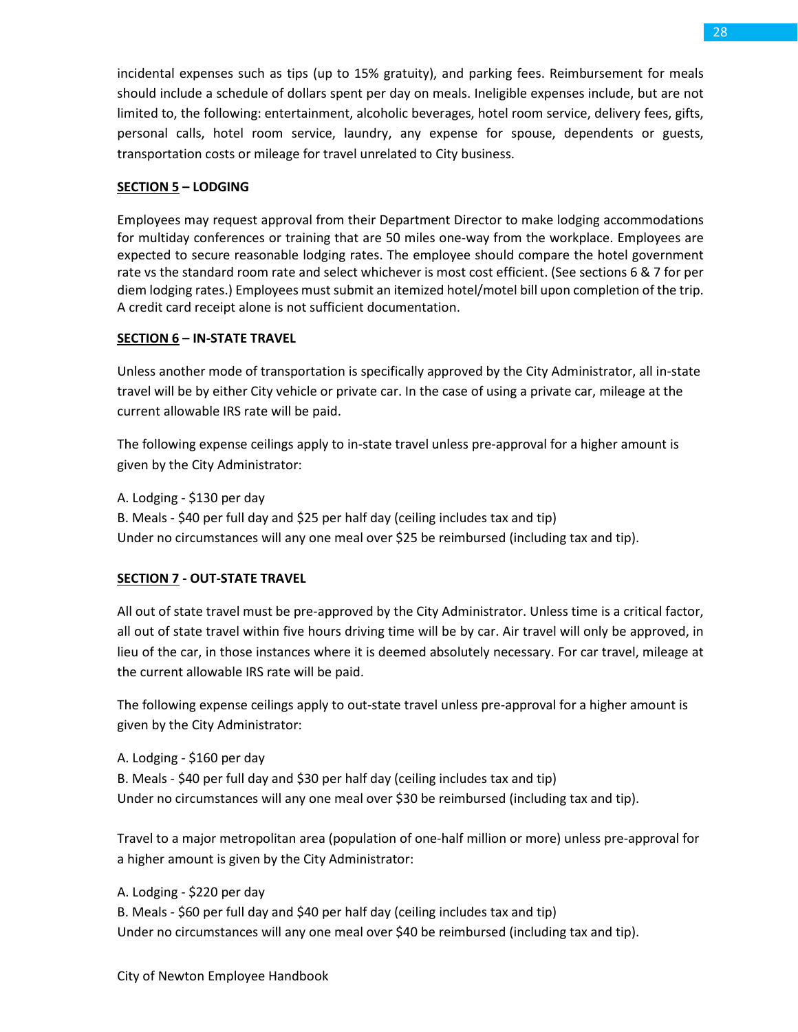incidental expenses such as tips (up to 15% gratuity), and parking fees. Reimbursement for meals should include a schedule of dollars spent per day on meals. Ineligible expenses include, but are not limited to, the following: entertainment, alcoholic beverages, hotel room service, delivery fees, gifts, personal calls, hotel room service, laundry, any expense for spouse, dependents or guests, transportation costs or mileage for travel unrelated to City business.

**SECTION 5 – LODGING**

Employees may request approval from their Department Director to make lodging accommodations for multiday conferences or training that are 50 miles one-way from the workplace. Employees are expected to secure reasonable lodging rates. The employee should compare the hotel government rate vs the standard room rate and select whichever is most cost efficient. (See sections 6 & 7 for per diem lodging rates.) Employees must submit an itemized hotel/motel bill upon completion of the trip. A credit card receipt alone is not sufficient documentation.

**SECTION 6 – IN-STATE TRAVEL**

Unless another mode of transportation is specifically approved by the City Administrator, all in-state travel will be by either City vehicle or private car. In the case of using a private car, mileage at the current allowable IRS rate will be paid.

The following expense ceilings apply to in-state travel unless pre-approval for a higher amount is given by the City Administrator:

A. Lodging - $130 per day
B. Meals - $40 per full day and $25 per half day (ceiling includes tax and tip)
Under no circumstances will any one meal over $25 be reimbursed (including tax and tip).

**SECTION 7 - OUT-STATE TRAVEL**

All out of state travel must be pre-approved by the City Administrator. Unless time is a critical factor, all out of state travel within five hours driving time will be by car. Air travel will only be approved, in lieu of the car, in those instances where it is deemed absolutely necessary. For car travel, mileage at the current allowable IRS rate will be paid.

The following expense ceilings apply to out-state travel unless pre-approval for a higher amount is given by the City Administrator:

A. Lodging - $160 per day
B. Meals - $40 per full day and $30 per half day (ceiling includes tax and tip)
Under no circumstances will any one meal over $30 be reimbursed (including tax and tip).

Travel to a major metropolitan area (population of one-half million or more) unless pre-approval for a higher amount is given by the City Administrator:

A. Lodging - $220 per day
B. Meals - $60 per full day and $40 per half day (ceiling includes tax and tip)
Under no circumstances will any one meal over $40 be reimbursed (including tax and tip).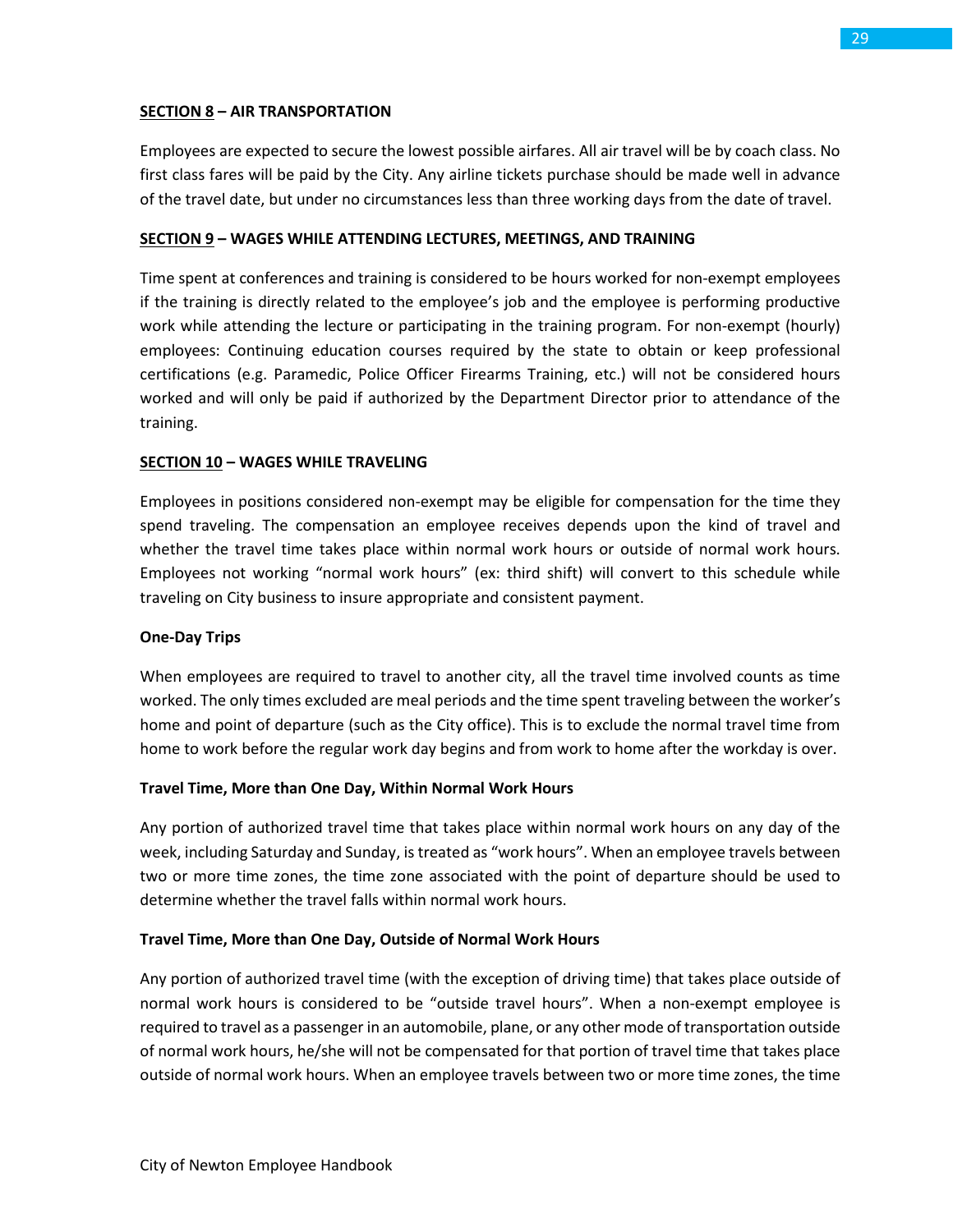**<u>SECTION 8</u> – AIR TRANSPORTATION**

Employees are expected to secure the lowest possible airfares. All air travel will be by coach class. No first class fares will be paid by the City. Any airline tickets purchase should be made well in advance of the travel date, but under no circumstances less than three working days from the date of travel.

**<u>SECTION 9</u> – WAGES WHILE ATTENDING LECTURES, MEETINGS, AND TRAINING**

Time spent at conferences and training is considered to be hours worked for non-exempt employees if the training is directly related to the employee's job and the employee is performing productive work while attending the lecture or participating in the training program. For non-exempt (hourly) employees: Continuing education courses required by the state to obtain or keep professional certifications (e.g. Paramedic, Police Officer Firearms Training, etc.) will not be considered hours worked and will only be paid if authorized by the Department Director prior to attendance of the training.

**<u>SECTION 10</u> – WAGES WHILE TRAVELING**

Employees in positions considered non-exempt may be eligible for compensation for the time they spend traveling. The compensation an employee receives depends upon the kind of travel and whether the travel time takes place within normal work hours or outside of normal work hours. Employees not working "normal work hours" (ex: third shift) will convert to this schedule while traveling on City business to insure appropriate and consistent payment.

**One-Day Trips**

When employees are required to travel to another city, all the travel time involved counts as time worked. The only times excluded are meal periods and the time spent traveling between the worker's home and point of departure (such as the City office). This is to exclude the normal travel time from home to work before the regular work day begins and from work to home after the workday is over.

**Travel Time, More than One Day, Within Normal Work Hours**

Any portion of authorized travel time that takes place within normal work hours on any day of the week, including Saturday and Sunday, is treated as "work hours". When an employee travels between two or more time zones, the time zone associated with the point of departure should be used to determine whether the travel falls within normal work hours.

**Travel Time, More than One Day, Outside of Normal Work Hours**

Any portion of authorized travel time (with the exception of driving time) that takes place outside of normal work hours is considered to be "outside travel hours". When a non-exempt employee is required to travel as a passenger in an automobile, plane, or any other mode of transportation outside of normal work hours, he/she will not be compensated for that portion of travel time that takes place outside of normal work hours. When an employee travels between two or more time zones, the time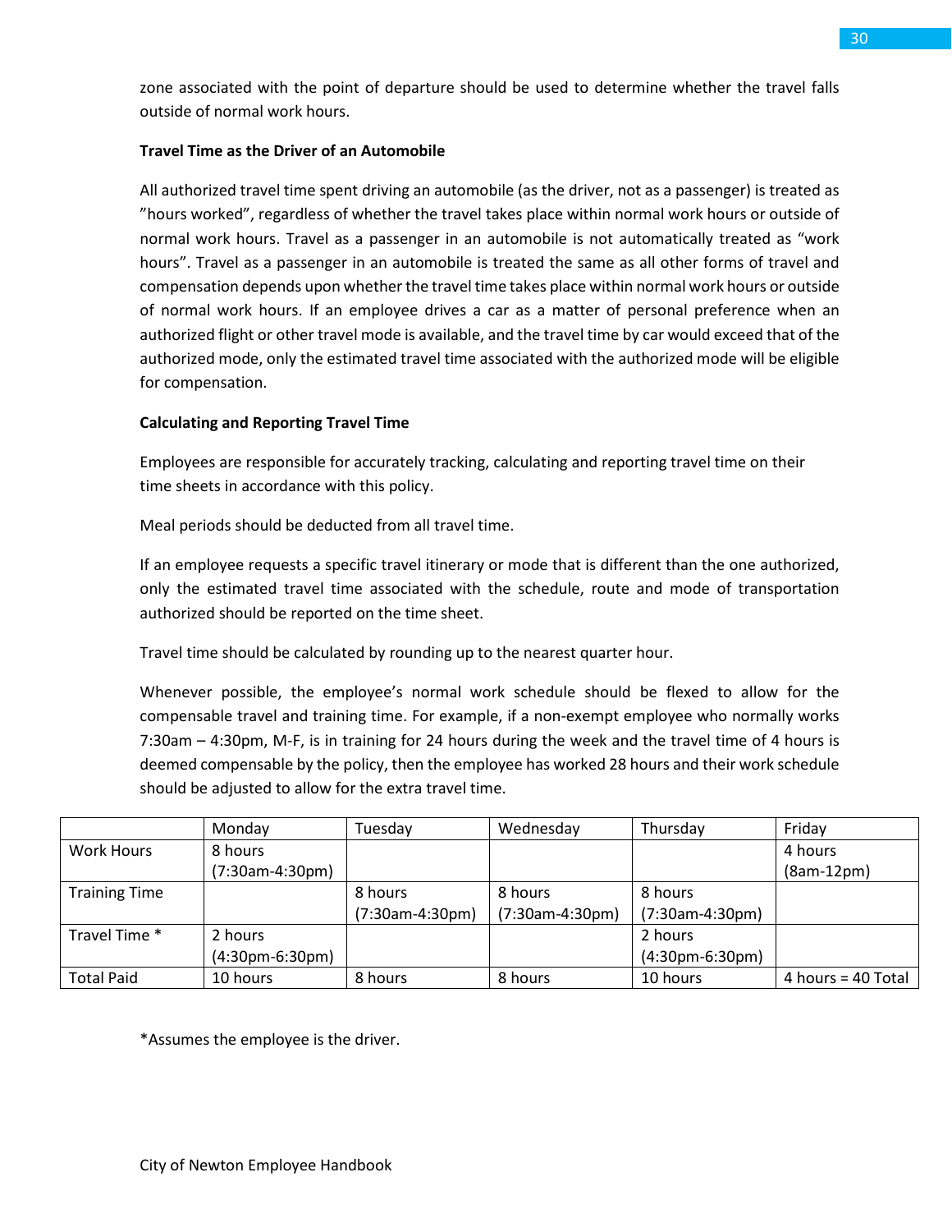zone associated with the point of departure should be used to determine whether the travel falls outside of normal work hours.

**Travel Time as the Driver of an Automobile**

All authorized travel time spent driving an automobile (as the driver, not as a passenger) is treated as "hours worked", regardless of whether the travel takes place within normal work hours or outside of normal work hours. Travel as a passenger in an automobile is not automatically treated as "work hours". Travel as a passenger in an automobile is treated the same as all other forms of travel and compensation depends upon whether the travel time takes place within normal work hours or outside of normal work hours. If an employee drives a car as a matter of personal preference when an authorized flight or other travel mode is available, and the travel time by car would exceed that of the authorized mode, only the estimated travel time associated with the authorized mode will be eligible for compensation.

**Calculating and Reporting Travel Time**

Employees are responsible for accurately tracking, calculating and reporting travel time on their time sheets in accordance with this policy.

Meal periods should be deducted from all travel time.

If an employee requests a specific travel itinerary or mode that is different than the one authorized, only the estimated travel time associated with the schedule, route and mode of transportation authorized should be reported on the time sheet.

Travel time should be calculated by rounding up to the nearest quarter hour.

Whenever possible, the employee's normal work schedule should be flexed to allow for the compensable travel and training time. For example, if a non-exempt employee who normally works 7:30am – 4:30pm, M-F, is in training for 24 hours during the week and the travel time of 4 hours is deemed compensable by the policy, then the employee has worked 28 hours and their work schedule should be adjusted to allow for the extra travel time.

| | Monday | Tuesday | Wednesday | Thursday | Friday |
|---|---|---|---|---|---|
| Work Hours | 8 hours (7:30am-4:30pm) | | | | 4 hours (8am-12pm) |
| Training Time | | 8 hours (7:30am-4:30pm) | 8 hours (7:30am-4:30pm) | 8 hours (7:30am-4:30pm) | |
| Travel Time * | 2 hours (4:30pm-6:30pm) | | | 2 hours (4:30pm-6:30pm) | |
| Total Paid | 10 hours | 8 hours | 8 hours | 10 hours | 4 hours = 40 Total |

*Assumes the employee is the driver.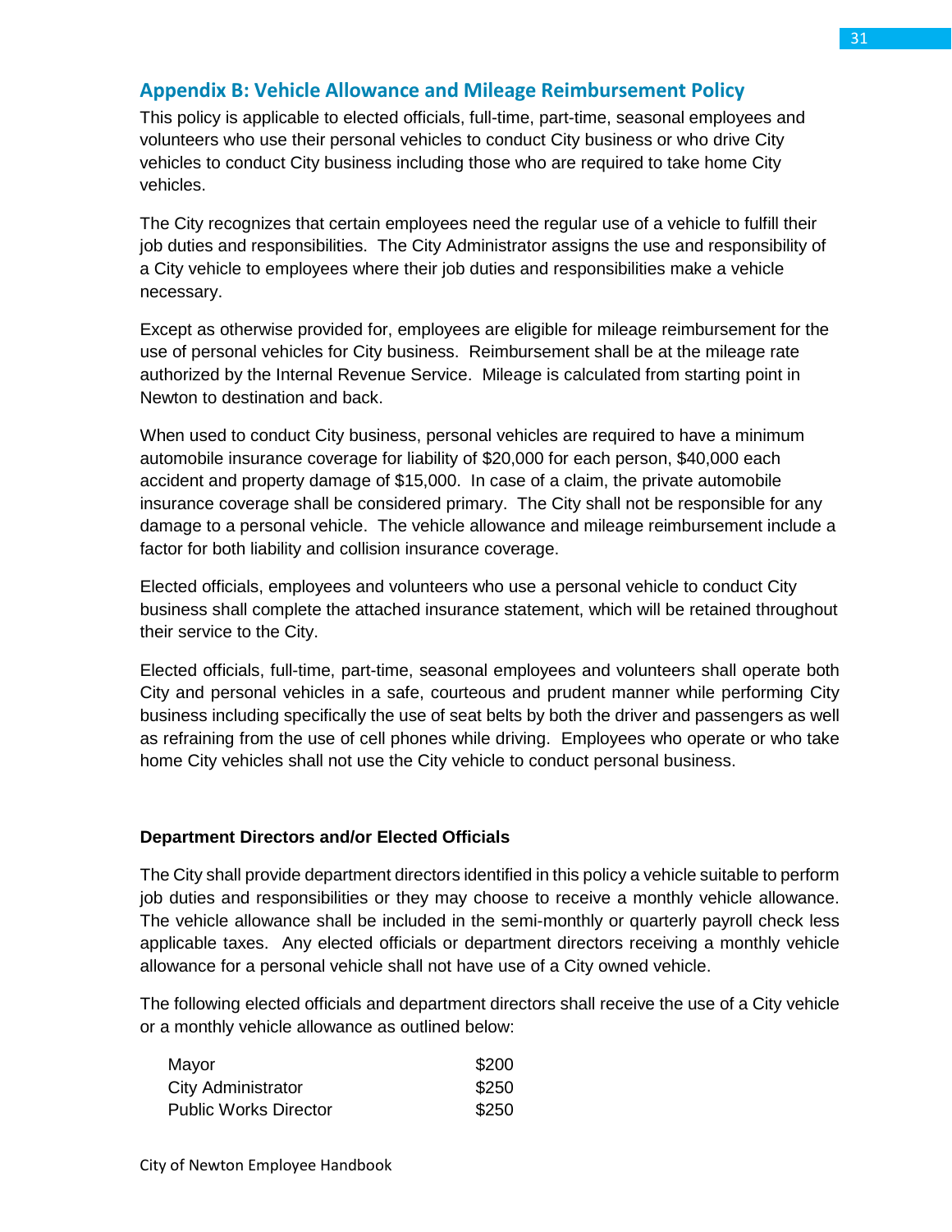## Appendix B: Vehicle Allowance and Mileage Reimbursement Policy

This policy is applicable to elected officials, full-time, part-time, seasonal employees and volunteers who use their personal vehicles to conduct City business or who drive City vehicles to conduct City business including those who are required to take home City vehicles.

The City recognizes that certain employees need the regular use of a vehicle to fulfill their job duties and responsibilities. The City Administrator assigns the use and responsibility of a City vehicle to employees where their job duties and responsibilities make a vehicle necessary.

Except as otherwise provided for, employees are eligible for mileage reimbursement for the use of personal vehicles for City business. Reimbursement shall be at the mileage rate authorized by the Internal Revenue Service. Mileage is calculated from starting point in Newton to destination and back.

When used to conduct City business, personal vehicles are required to have a minimum automobile insurance coverage for liability of $20,000 for each person, $40,000 each accident and property damage of $15,000. In case of a claim, the private automobile insurance coverage shall be considered primary. The City shall not be responsible for any damage to a personal vehicle. The vehicle allowance and mileage reimbursement include a factor for both liability and collision insurance coverage.

Elected officials, employees and volunteers who use a personal vehicle to conduct City business shall complete the attached insurance statement, which will be retained throughout their service to the City.

Elected officials, full-time, part-time, seasonal employees and volunteers shall operate both City and personal vehicles in a safe, courteous and prudent manner while performing City business including specifically the use of seat belts by both the driver and passengers as well as refraining from the use of cell phones while driving. Employees who operate or who take home City vehicles shall not use the City vehicle to conduct personal business.

**Department Directors and/or Elected Officials**

The City shall provide department directors identified in this policy a vehicle suitable to perform job duties and responsibilities or they may choose to receive a monthly vehicle allowance. The vehicle allowance shall be included in the semi-monthly or quarterly payroll check less applicable taxes. Any elected officials or department directors receiving a monthly vehicle allowance for a personal vehicle shall not have use of a City owned vehicle.

The following elected officials and department directors shall receive the use of a City vehicle or a monthly vehicle allowance as outlined below:

| | |
|---|---|
| Mayor | $200 |
| City Administrator | $250 |
| Public Works Director | $250 |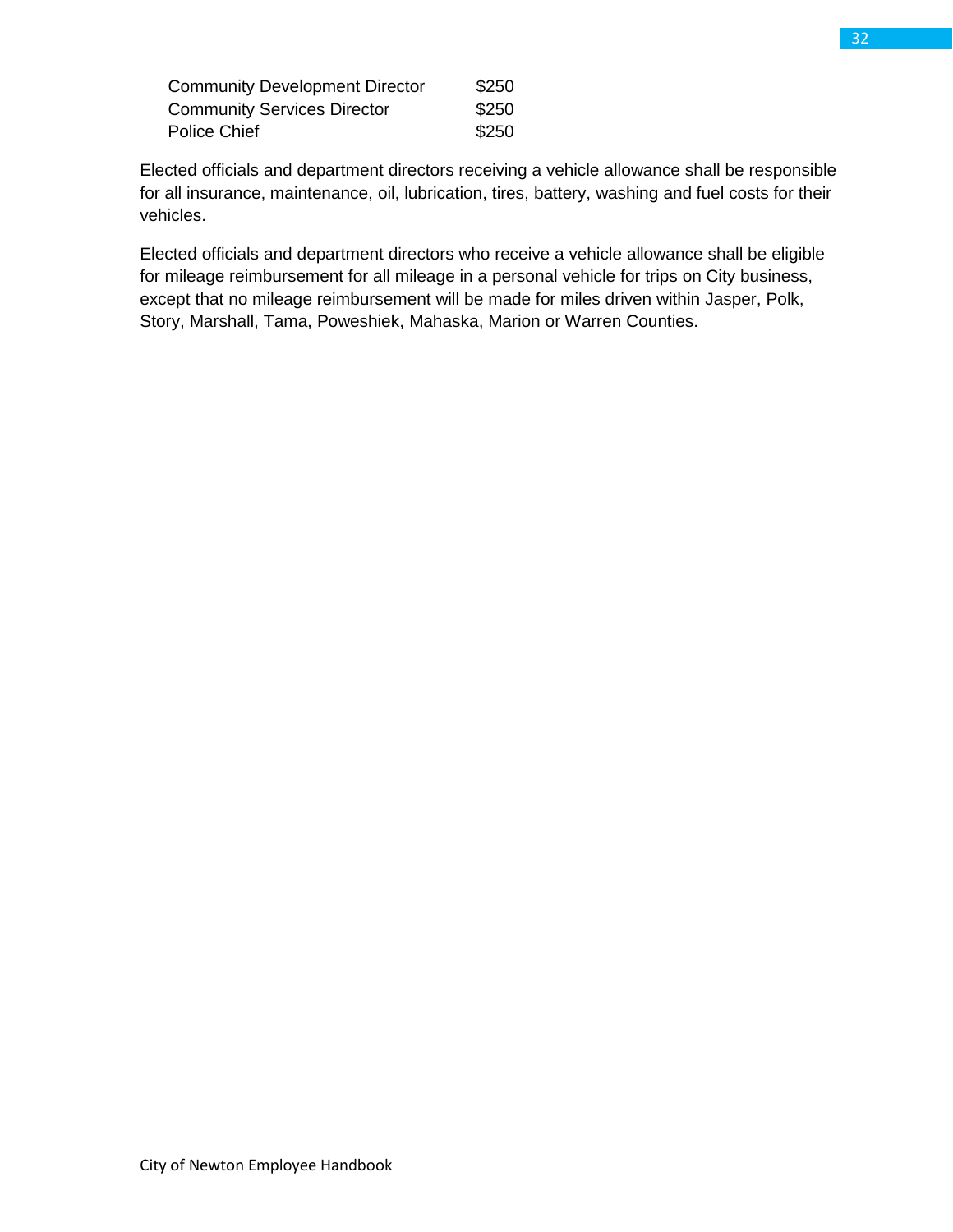| | |
|---|---|
| Community Development Director | $250 |
| Community Services Director | $250 |
| Police Chief | $250 |

Elected officials and department directors receiving a vehicle allowance shall be responsible for all insurance, maintenance, oil, lubrication, tires, battery, washing and fuel costs for their vehicles.

Elected officials and department directors who receive a vehicle allowance shall be eligible for mileage reimbursement for all mileage in a personal vehicle for trips on City business, except that no mileage reimbursement will be made for miles driven within Jasper, Polk, Story, Marshall, Tama, Poweshiek, Mahaska, Marion or Warren Counties.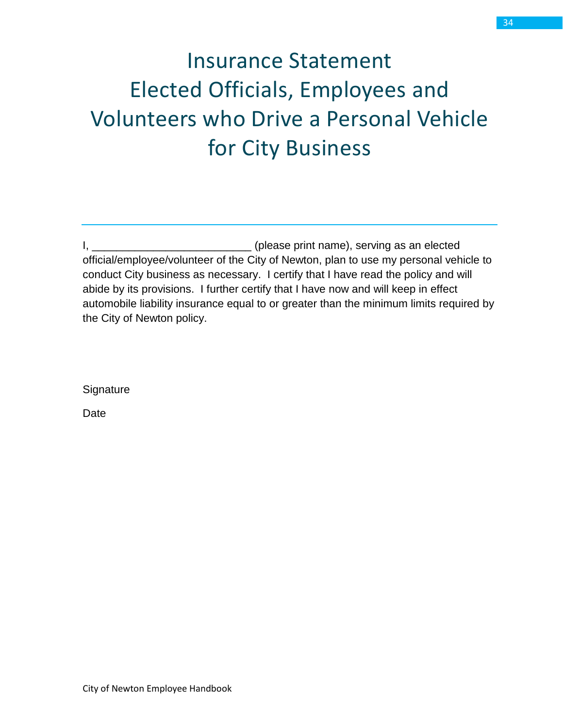# Insurance Statement
# Elected Officials, Employees and Volunteers who Drive a Personal Vehicle for City Business

---

I, _________________________ (please print name), serving as an elected official/employee/volunteer of the City of Newton, plan to use my personal vehicle to conduct City business as necessary. I certify that I have read the policy and will abide by its provisions. I further certify that I have now and will keep in effect automobile liability insurance equal to or greater than the minimum limits required by the City of Newton policy.

Signature

Date